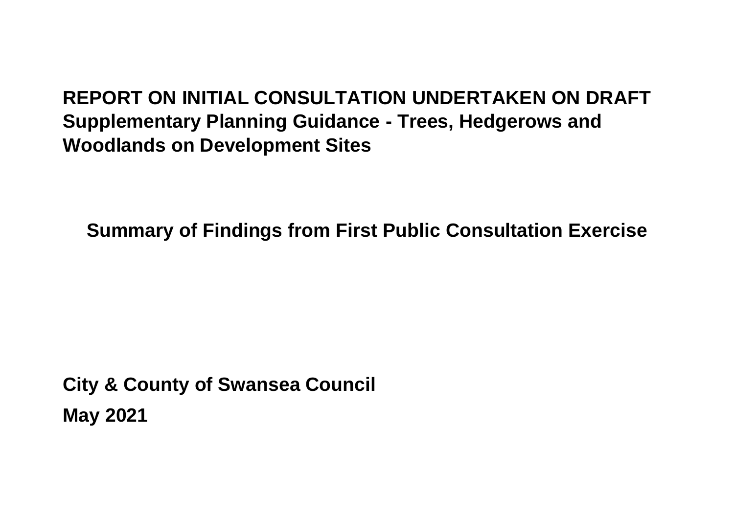# REPORT ON INITIAL CONSULTATION UNDERTAKEN ON DRAFT Supplementary Planning Guidance - Trees, Hedgerows and Woodlands on Development Sites

## Summary of Findings from First Public Consultation Exercise

**City & County of Swansea Council**

**May 2021**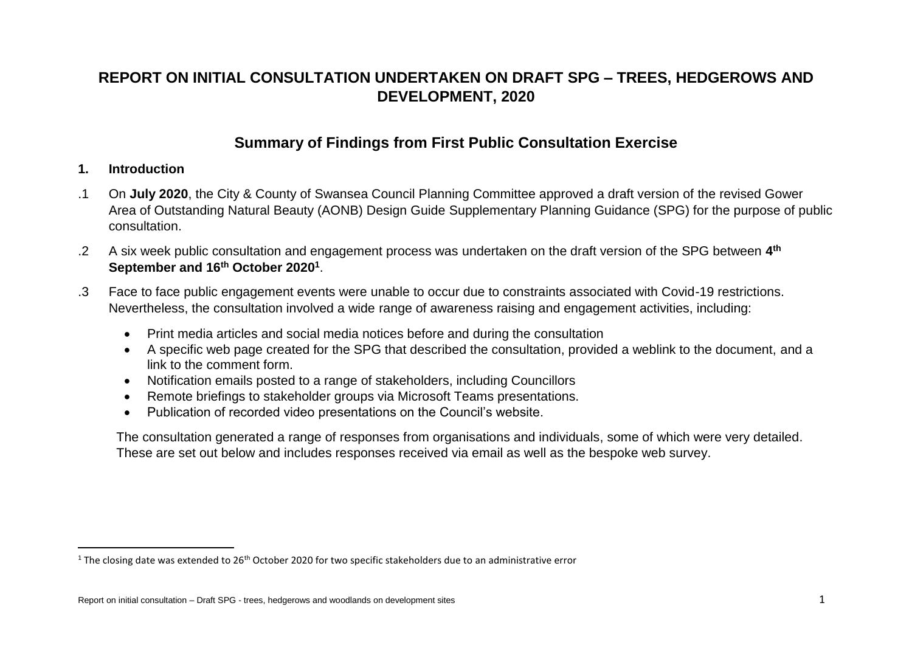# REPORT ON INITIAL CONSULTATION UNDERTAKEN ON DRAFT SPG – TREES, HEDGEROWS AND DEVELOPMENT, 2020

## Summary of Findings from First Public Consultation Exercise

### 1. Introduction

.1 On **July 2020**, the City & County of Swansea Council Planning Committee approved a draft version of the revised Gower Area of Outstanding Natural Beauty (AONB) Design Guide Supplementary Planning Guidance (SPG) for the purpose of public consultation.

.2 A six week public consultation and engagement process was undertaken on the draft version of the SPG between **4th September and 16th October 2020**[1].

.3 Face to face public engagement events were unable to occur due to constraints associated with Covid-19 restrictions. Nevertheless, the consultation involved a wide range of awareness raising and engagement activities, including:

- Print media articles and social media notices before and during the consultation
- A specific web page created for the SPG that described the consultation, provided a weblink to the document, and a link to the comment form.
- Notification emails posted to a range of stakeholders, including Councillors
- Remote briefings to stakeholder groups via Microsoft Teams presentations.
- Publication of recorded video presentations on the Council's website.

The consultation generated a range of responses from organisations and individuals, some of which were very detailed. These are set out below and includes responses received via email as well as the bespoke web survey.

[1] The closing date was extended to 26th October 2020 for two specific stakeholders due to an administrative error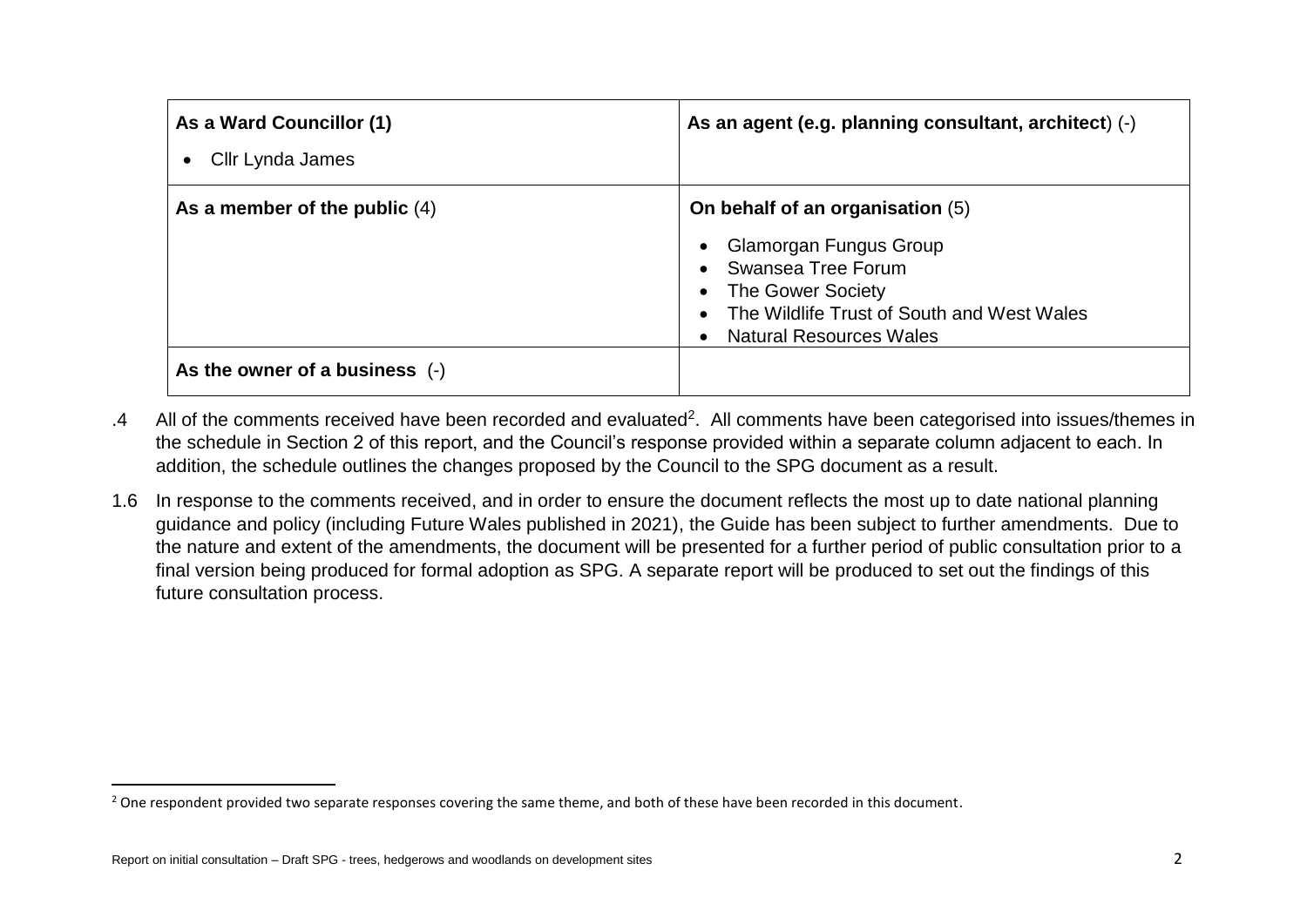| As a Ward Councillor (1) | As an agent (e.g. planning consultant, architect) (-) |
| --- | --- |
| • Cllr Lynda James | |
| **As a member of the public** (4) | **On behalf of an organisation** (5)<br>• Glamorgan Fungus Group<br>• Swansea Tree Forum<br>• The Gower Society<br>• The Wildlife Trust of South and West Wales<br>• Natural Resources Wales |
| **As the owner of a business** (-) | |

.4 All of the comments received have been recorded and evaluated[2]. All comments have been categorised into issues/themes in the schedule in Section 2 of this report, and the Council's response provided within a separate column adjacent to each. In addition, the schedule outlines the changes proposed by the Council to the SPG document as a result.

1.6 In response to the comments received, and in order to ensure the document reflects the most up to date national planning guidance and policy (including Future Wales published in 2021), the Guide has been subject to further amendments. Due to the nature and extent of the amendments, the document will be presented for a further period of public consultation prior to a final version being produced for formal adoption as SPG. A separate report will be produced to set out the findings of this future consultation process.

[2] One respondent provided two separate responses covering the same theme, and both of these have been recorded in this document.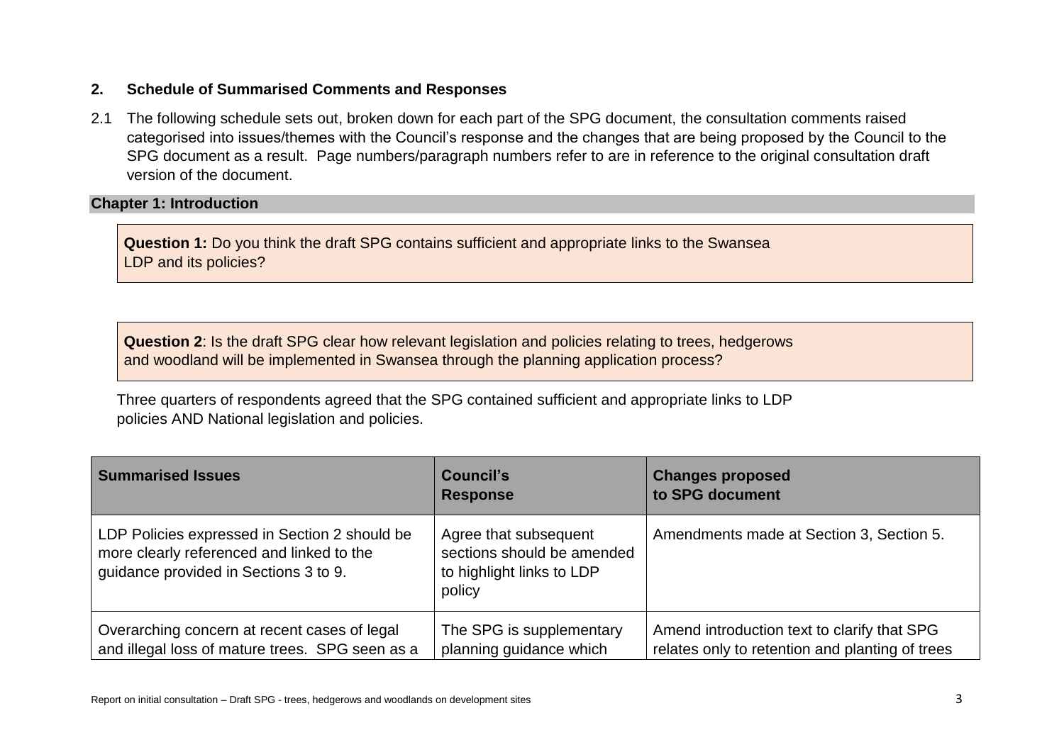## 2. Schedule of Summarised Comments and Responses

2.1 The following schedule sets out, broken down for each part of the SPG document, the consultation comments raised categorised into issues/themes with the Council's response and the changes that are being proposed by the Council to the SPG document as a result. Page numbers/paragraph numbers refer to are in reference to the original consultation draft version of the document.

### Chapter 1: Introduction

**Question 1:** Do you think the draft SPG contains sufficient and appropriate links to the Swansea LDP and its policies?

**Question 2**: Is the draft SPG clear how relevant legislation and policies relating to trees, hedgerows and woodland will be implemented in Swansea through the planning application process?

Three quarters of respondents agreed that the SPG contained sufficient and appropriate links to LDP policies AND National legislation and policies.

| Summarised Issues | Council's Response | Changes proposed to SPG document |
| --- | --- | --- |
| LDP Policies expressed in Section 2 should be more clearly referenced and linked to the guidance provided in Sections 3 to 9. | Agree that subsequent sections should be amended to highlight links to LDP policy | Amendments made at Section 3, Section 5. |
| Overarching concern at recent cases of legal and illegal loss of mature trees. SPG seen as a | The SPG is supplementary planning guidance which | Amend introduction text to clarify that SPG relates only to retention and planting of trees |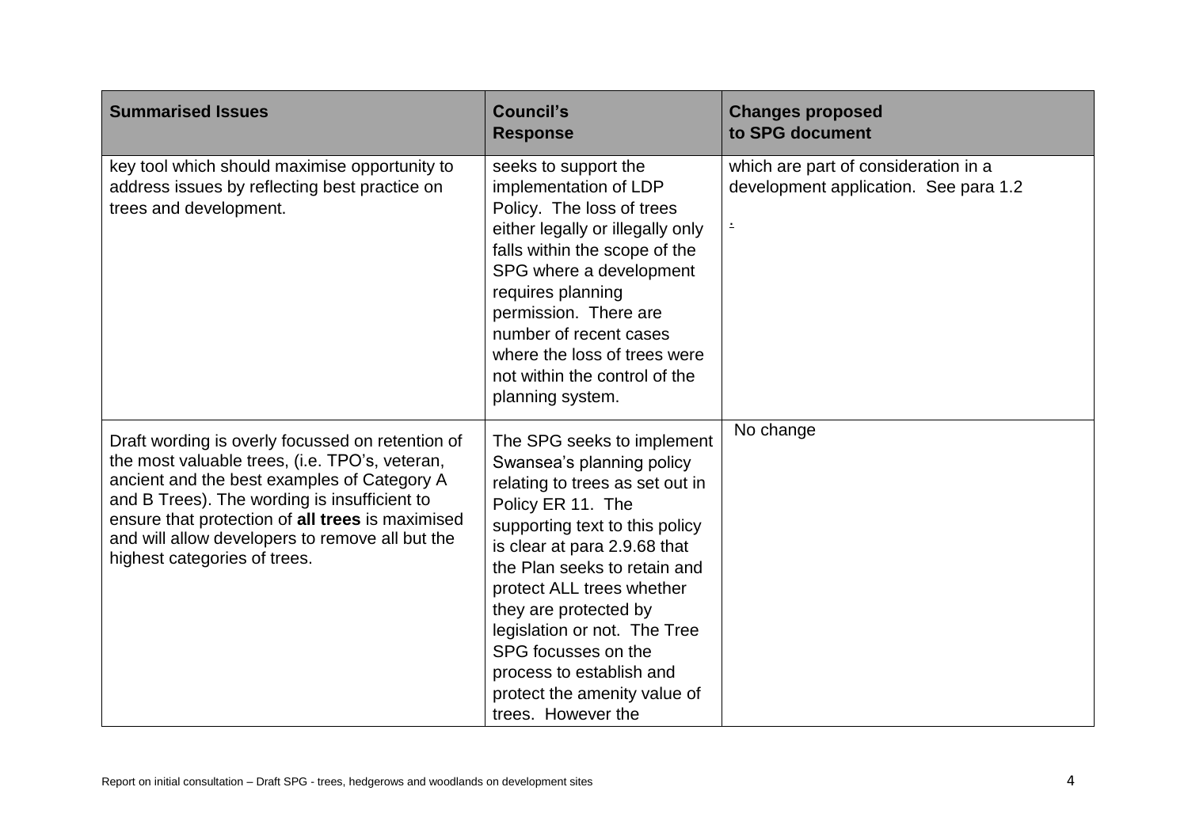| Summarised Issues | Council's Response | Changes proposed to SPG document |
|---|---|---|
| key tool which should maximise opportunity to address issues by reflecting best practice on trees and development. | seeks to support the implementation of LDP Policy. The loss of trees either legally or illegally only falls within the scope of the SPG where a development requires planning permission. There are number of recent cases where the loss of trees were not within the control of the planning system. | which are part of consideration in a development application. See para 1.2 . |
| Draft wording is overly focussed on retention of the most valuable trees, (i.e. TPO's, veteran, ancient and the best examples of Category A and B Trees). The wording is insufficient to ensure that protection of **all trees** is maximised and will allow developers to remove all but the highest categories of trees. | The SPG seeks to implement Swansea's planning policy relating to trees as set out in Policy ER 11. The supporting text to this policy is clear at para 2.9.68 that the Plan seeks to retain and protect ALL trees whether they are protected by legislation or not. The Tree SPG focusses on the process to establish and protect the amenity value of trees. However the | No change |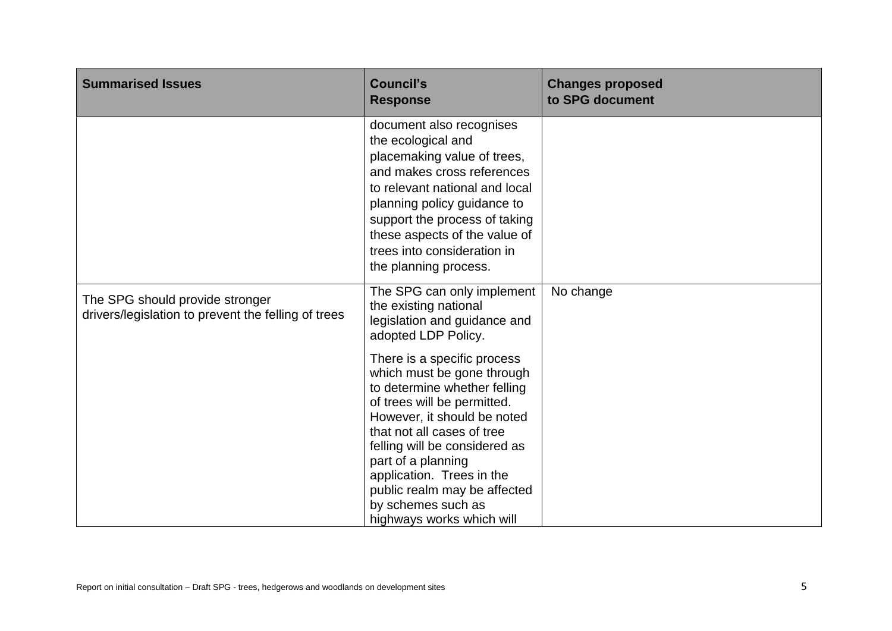| Summarised Issues | Council's Response | Changes proposed to SPG document |
|---|---|---|
| | document also recognises the ecological and placemaking value of trees, and makes cross references to relevant national and local planning policy guidance to support the process of taking these aspects of the value of trees into consideration in the planning process. | |
| The SPG should provide stronger drivers/legislation to prevent the felling of trees | The SPG can only implement the existing national legislation and guidance and adopted LDP Policy.<br><br>There is a specific process which must be gone through to determine whether felling of trees will be permitted. However, it should be noted that not all cases of tree felling will be considered as part of a planning application. Trees in the public realm may be affected by schemes such as highways works which will | No change |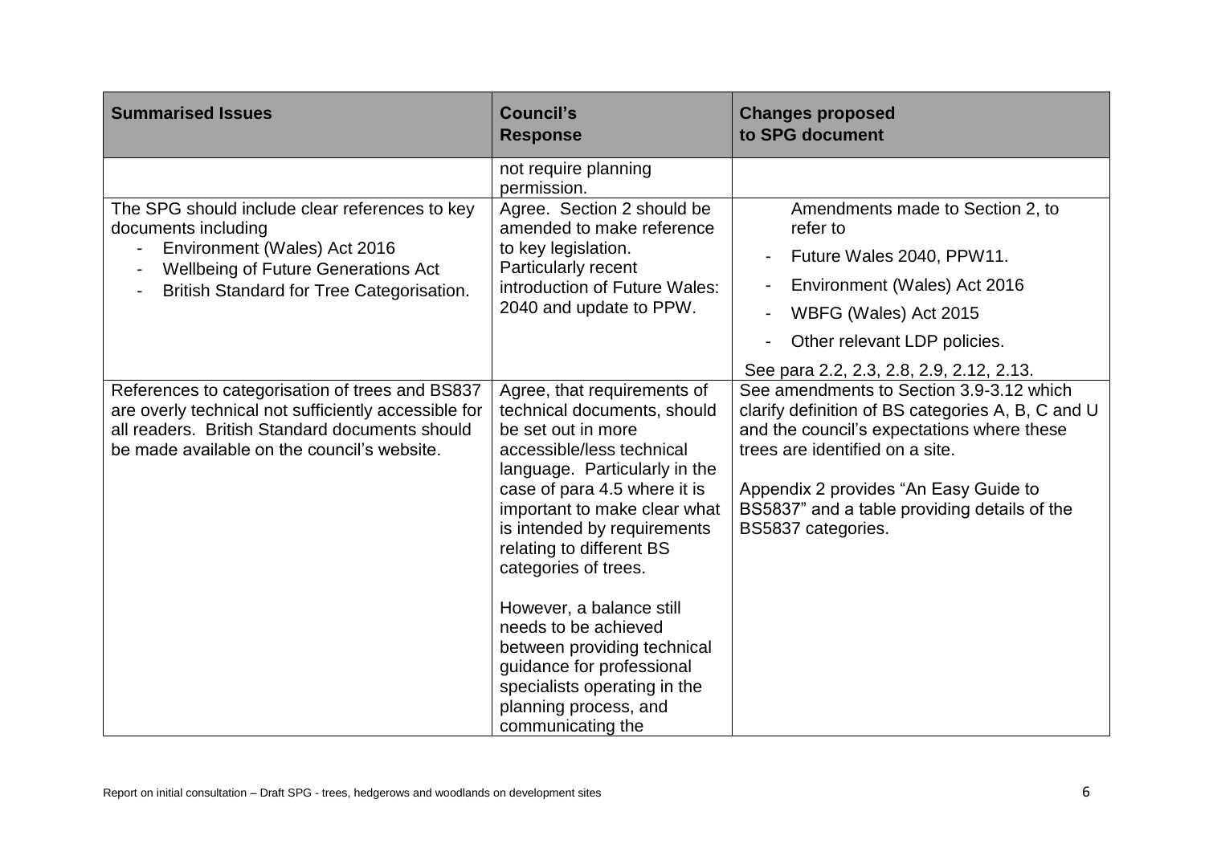| Summarised Issues | Council's Response | Changes proposed to SPG document |
|---|---|---|
| | not require planning permission. | |
| The SPG should include clear references to key documents including<br>- Environment (Wales) Act 2016<br>- Wellbeing of Future Generations Act<br>- British Standard for Tree Categorisation. | Agree. Section 2 should be amended to make reference to key legislation. Particularly recent introduction of Future Wales: 2040 and update to PPW. | Amendments made to Section 2, to refer to<br>- Future Wales 2040, PPW11.<br>- Environment (Wales) Act 2016<br>- WBFG (Wales) Act 2015<br>- Other relevant LDP policies.<br>See para 2.2, 2.3, 2.8, 2.9, 2.12, 2.13. |
| References to categorisation of trees and BS837 are overly technical not sufficiently accessible for all readers. British Standard documents should be made available on the council's website. | Agree, that requirements of technical documents, should be set out in more accessible/less technical language. Particularly in the case of para 4.5 where it is important to make clear what is intended by requirements relating to different BS categories of trees.<br><br>However, a balance still needs to be achieved between providing technical guidance for professional specialists operating in the planning process, and communicating the | See amendments to Section 3.9-3.12 which clarify definition of BS categories A, B, C and U and the council's expectations where these trees are identified on a site.<br><br>Appendix 2 provides "An Easy Guide to BS5837" and a table providing details of the BS5837 categories. |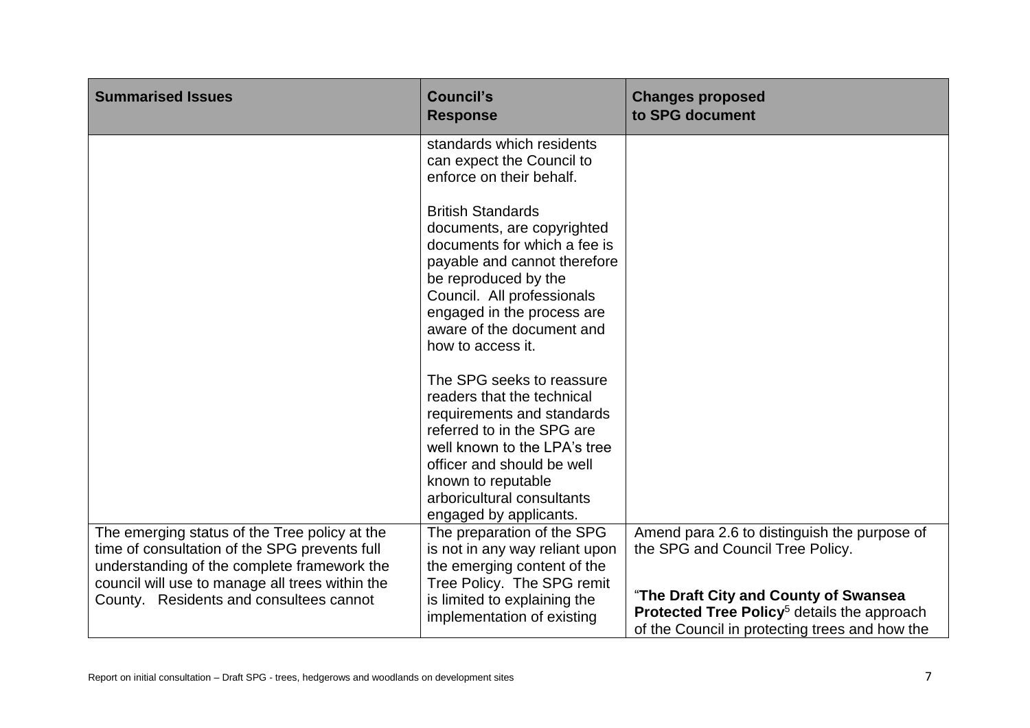| Summarised Issues | Council's Response | Changes proposed to SPG document |
|---|---|---|
| | standards which residents can expect the Council to enforce on their behalf.<br><br>British Standards documents, are copyrighted documents for which a fee is payable and cannot therefore be reproduced by the Council. All professionals engaged in the process are aware of the document and how to access it.<br><br>The SPG seeks to reassure readers that the technical requirements and standards referred to in the SPG are well known to the LPA's tree officer and should be well known to reputable arboricultural consultants engaged by applicants. | |
| The emerging status of the Tree policy at the time of consultation of the SPG prevents full understanding of the complete framework the council will use to manage all trees within the County. Residents and consultees cannot | The preparation of the SPG is not in any way reliant upon the emerging content of the Tree Policy. The SPG remit is limited to explaining the implementation of existing | Amend para 2.6 to distinguish the purpose of the SPG and Council Tree Policy.<br><br>"**The Draft City and County of Swansea Protected Tree Policy**[5] details the approach of the Council in protecting trees and how the |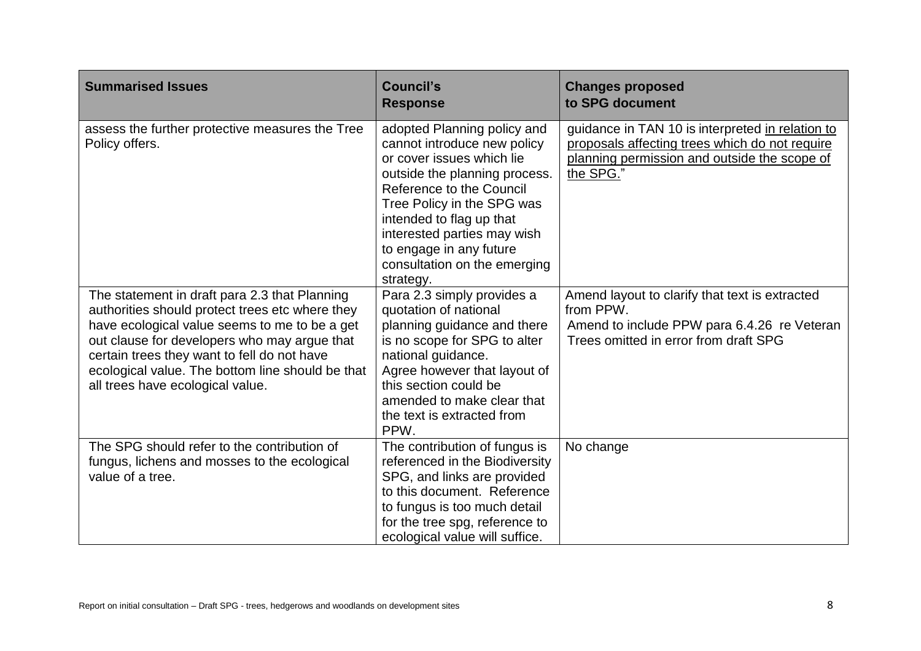| Summarised Issues | Council's Response | Changes proposed to SPG document |
|---|---|---|
| assess the further protective measures the Tree Policy offers. | adopted Planning policy and cannot introduce new policy or cover issues which lie outside the planning process. Reference to the Council Tree Policy in the SPG was intended to flag up that interested parties may wish to engage in any future consultation on the emerging strategy. | guidance in TAN 10 is interpreted <u>in relation to proposals affecting trees which do not require planning permission and outside the scope of the SPG.</u>" |
| The statement in draft para 2.3 that Planning authorities should protect trees etc where they have ecological value seems to me to be a get out clause for developers who may argue that certain trees they want to fell do not have ecological value. The bottom line should be that all trees have ecological value. | Para 2.3 simply provides a quotation of national planning guidance and there is no scope for SPG to alter national guidance. Agree however that layout of this section could be amended to make clear that the text is extracted from PPW. | Amend layout to clarify that text is extracted from PPW. Amend to include PPW para 6.4.26 re Veteran Trees omitted in error from draft SPG |
| The SPG should refer to the contribution of fungus, lichens and mosses to the ecological value of a tree. | The contribution of fungus is referenced in the Biodiversity SPG, and links are provided to this document. Reference to fungus is too much detail for the tree spg, reference to ecological value will suffice. | No change |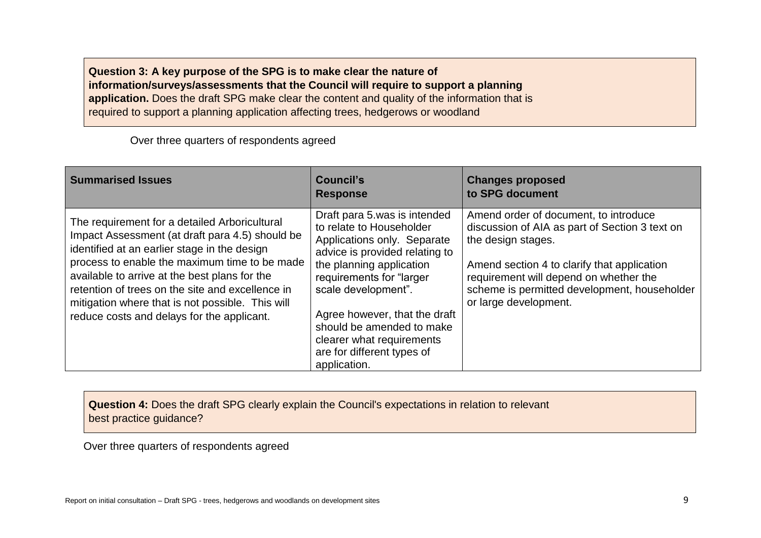**Question 3: A key purpose of the SPG is to make clear the nature of information/surveys/assessments that the Council will require to support a planning application.** Does the draft SPG make clear the content and quality of the information that is required to support a planning application affecting trees, hedgerows or woodland

Over three quarters of respondents agreed

| Summarised Issues | Council's Response | Changes proposed to SPG document |
|---|---|---|
| The requirement for a detailed Arboricultural Impact Assessment (at draft para 4.5) should be identified at an earlier stage in the design process to enable the maximum time to be made available to arrive at the best plans for the retention of trees on the site and excellence in mitigation where that is not possible. This will reduce costs and delays for the applicant. | Draft para 5.was is intended to relate to Householder Applications only. Separate advice is provided relating to the planning application requirements for "larger scale development".<br><br>Agree however, that the draft should be amended to make clearer what requirements are for different types of application. | Amend order of document, to introduce discussion of AIA as part of Section 3 text on the design stages.<br><br>Amend section 4 to clarify that application requirement will depend on whether the scheme is permitted development, householder or large development. |

**Question 4:** Does the draft SPG clearly explain the Council's expectations in relation to relevant best practice guidance?

Over three quarters of respondents agreed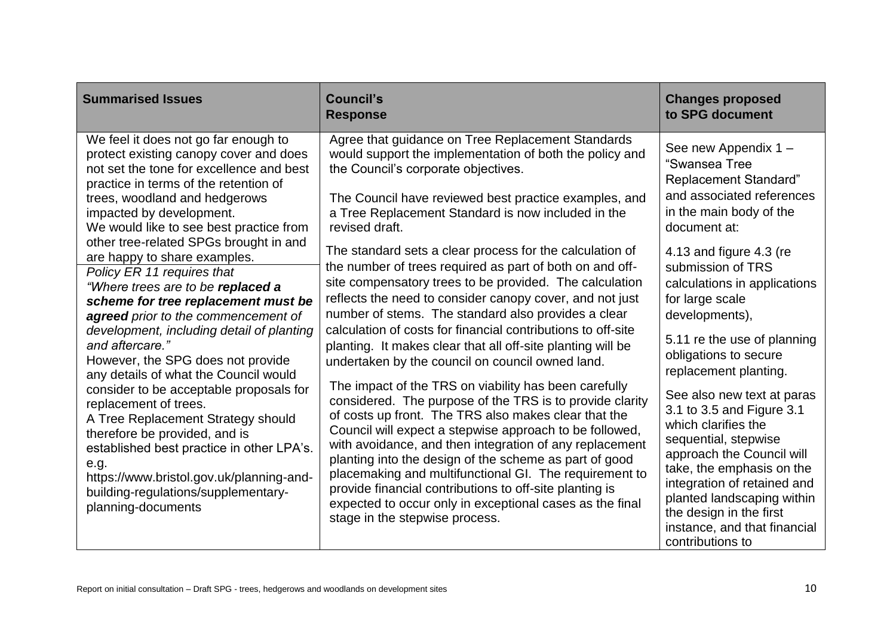| Summarised Issues | Council's Response | Changes proposed to SPG document |
|---|---|---|
| We feel it does not go far enough to protect existing canopy cover and does not set the tone for excellence and best practice in terms of the retention of trees, woodland and hedgerows impacted by development.<br>We would like to see best practice from other tree-related SPGs brought in and are happy to share examples.<br>*Policy ER 11 requires that "Where trees are to be **replaced a scheme for tree replacement must be agreed** prior to the commencement of development, including detail of planting and aftercare."*<br>However, the SPG does not provide any details of what the Council would consider to be acceptable proposals for replacement of trees.<br>A Tree Replacement Strategy should therefore be provided, and is established best practice in other LPA's. e.g. https://www.bristol.gov.uk/planning-and-building-regulations/supplementary-planning-documents | Agree that guidance on Tree Replacement Standards would support the implementation of both the policy and the Council's corporate objectives.<br><br>The Council have reviewed best practice examples, and a Tree Replacement Standard is now included in the revised draft.<br><br>The standard sets a clear process for the calculation of the number of trees required as part of both on and off-site compensatory trees to be provided. The calculation reflects the need to consider canopy cover, and not just number of stems. The standard also provides a clear calculation of costs for financial contributions to off-site planting. It makes clear that all off-site planting will be undertaken by the council on council owned land.<br><br>The impact of the TRS on viability has been carefully considered. The purpose of the TRS is to provide clarity of costs up front. The TRS also makes clear that the Council will expect a stepwise approach to be followed, with avoidance, and then integration of any replacement planting into the design of the scheme as part of good placemaking and multifunctional GI. The requirement to provide financial contributions to off-site planting is expected to occur only in exceptional cases as the final stage in the stepwise process. | See new Appendix 1 – "Swansea Tree Replacement Standard" and associated references in the main body of the document at:<br><br>4.13 and figure 4.3 (re submission of TRS calculations in applications for large scale developments),<br><br>5.11 re the use of planning obligations to secure replacement planting.<br><br>See also new text at paras 3.1 to 3.5 and Figure 3.1 which clarifies the sequential, stepwise approach the Council will take, the emphasis on the integration of retained and planted landscaping within the design in the first instance, and that financial contributions to |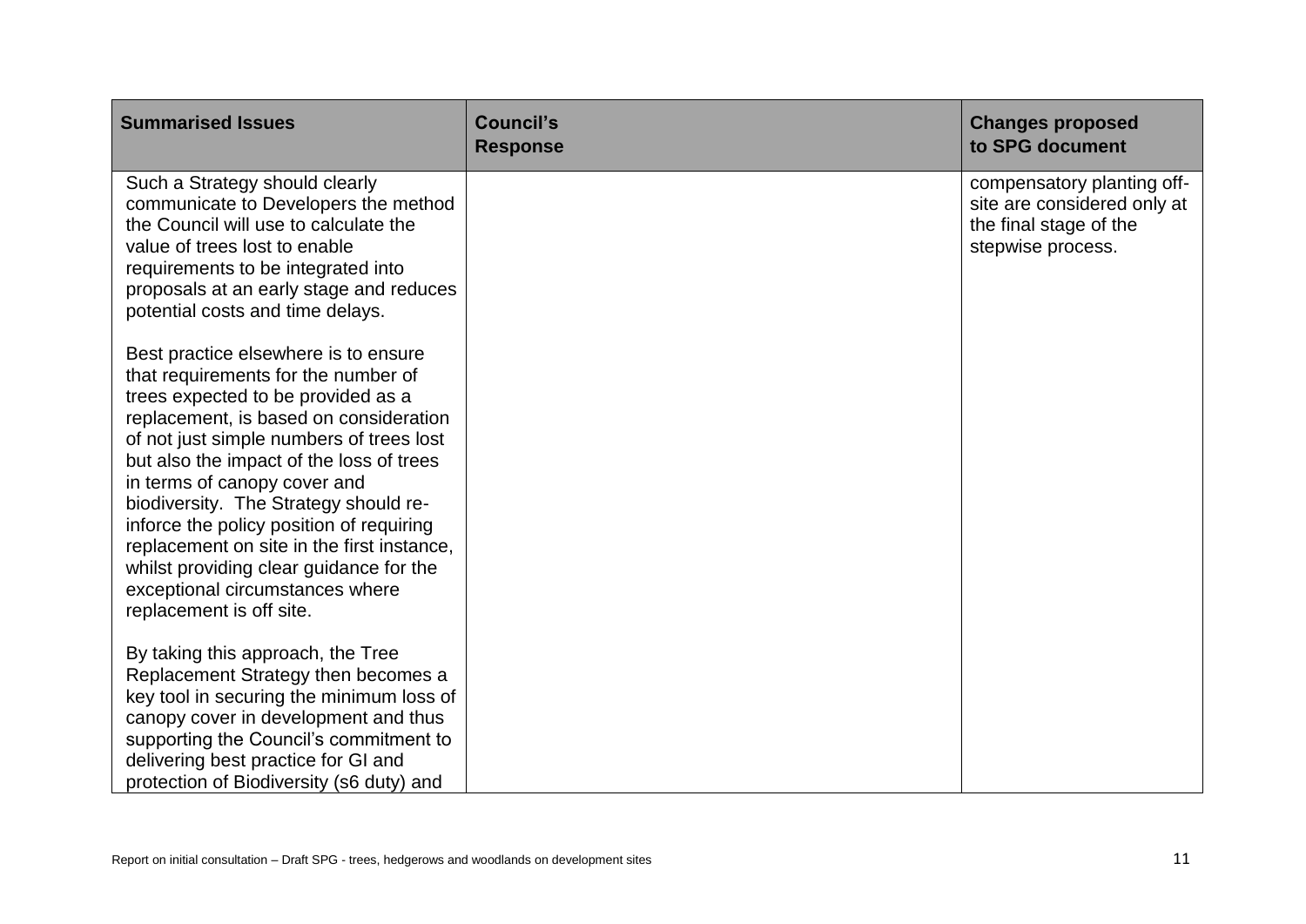| Summarised Issues | Council's Response | Changes proposed to SPG document |
|---|---|---|
| Such a Strategy should clearly communicate to Developers the method the Council will use to calculate the value of trees lost to enable requirements to be integrated into proposals at an early stage and reduces potential costs and time delays.<br><br>Best practice elsewhere is to ensure that requirements for the number of trees expected to be provided as a replacement, is based on consideration of not just simple numbers of trees lost but also the impact of the loss of trees in terms of canopy cover and biodiversity. The Strategy should re-inforce the policy position of requiring replacement on site in the first instance, whilst providing clear guidance for the exceptional circumstances where replacement is off site.<br><br>By taking this approach, the Tree Replacement Strategy then becomes a key tool in securing the minimum loss of canopy cover in development and thus supporting the Council's commitment to delivering best practice for GI and protection of Biodiversity (s6 duty) and | | compensatory planting off-site are considered only at the final stage of the stepwise process. |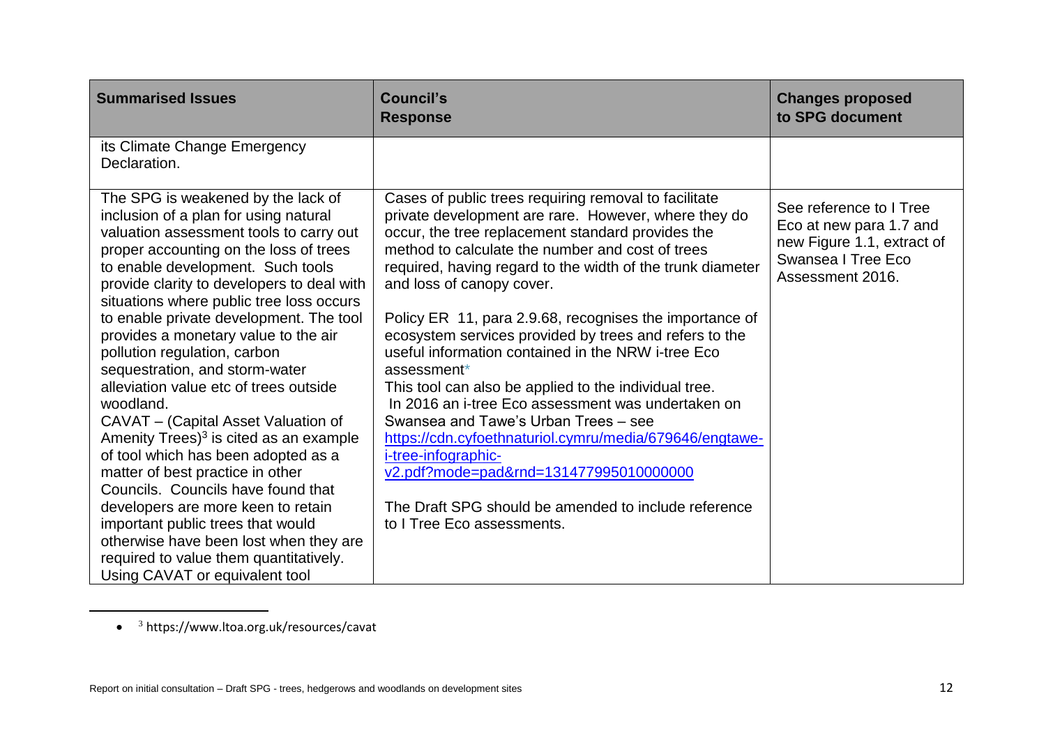| Summarised Issues | Council's Response | Changes proposed to SPG document |
| --- | --- | --- |
| its Climate Change Emergency Declaration. | | |
| The SPG is weakened by the lack of inclusion of a plan for using natural valuation assessment tools to carry out proper accounting on the loss of trees to enable development. Such tools provide clarity to developers to deal with situations where public tree loss occurs to enable private development. The tool provides a monetary value to the air pollution regulation, carbon sequestration, and storm-water alleviation value etc of trees outside woodland.<br>CAVAT – (Capital Asset Valuation of Amenity Trees)[3] is cited as an example of tool which has been adopted as a matter of best practice in other Councils. Councils have found that developers are more keen to retain important public trees that would otherwise have been lost when they are required to value them quantitatively. Using CAVAT or equivalent tool | Cases of public trees requiring removal to facilitate private development are rare. However, where they do occur, the tree replacement standard provides the method to calculate the number and cost of trees required, having regard to the width of the trunk diameter and loss of canopy cover.<br><br>Policy ER 11, para 2.9.68, recognises the importance of ecosystem services provided by trees and refers to the useful information contained in the NRW i-tree Eco assessment*<br>This tool can also be applied to the individual tree.<br>In 2016 an i-tree Eco assessment was undertaken on Swansea and Tawe's Urban Trees – see https://cdn.cyfoethnaturiol.cymru/media/679646/engtawe-i-tree-infographic-v2.pdf?mode=pad&rnd=131477995010000000<br><br>The Draft SPG should be amended to include reference to I Tree Eco assessments. | See reference to I Tree Eco at new para 1.7 and new Figure 1.1, extract of Swansea I Tree Eco Assessment 2016. |

[3] https://www.ltoa.org.uk/resources/cavat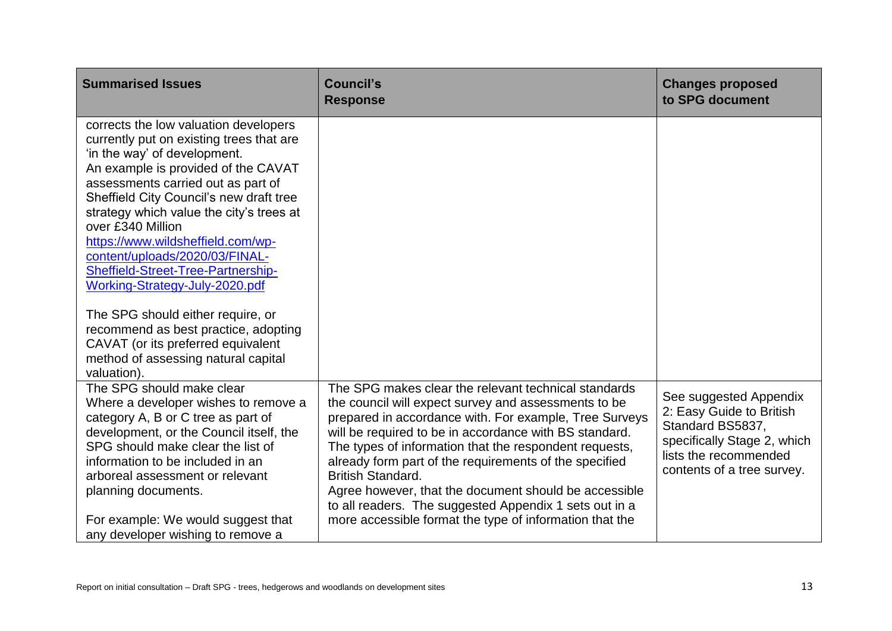| Summarised Issues | Council's Response | Changes proposed to SPG document |
|---|---|---|
| corrects the low valuation developers currently put on existing trees that are 'in the way' of development. An example is provided of the CAVAT assessments carried out as part of Sheffield City Council's new draft tree strategy which value the city's trees at over £340 Million https://www.wildsheffield.com/wp-content/uploads/2020/03/FINAL-Sheffield-Street-Tree-Partnership-Working-Strategy-July-2020.pdf<br><br>The SPG should either require, or recommend as best practice, adopting CAVAT (or its preferred equivalent method of assessing natural capital valuation). | | |
| The SPG should make clear Where a developer wishes to remove a category A, B or C tree as part of development, or the Council itself, the SPG should make clear the list of information to be included in an arboreal assessment or relevant planning documents.<br><br>For example: We would suggest that any developer wishing to remove a | The SPG makes clear the relevant technical standards the council will expect survey and assessments to be prepared in accordance with. For example, Tree Surveys will be required to be in accordance with BS standard. The types of information that the respondent requests, already form part of the requirements of the specified British Standard.<br>Agree however, that the document should be accessible to all readers. The suggested Appendix 1 sets out in a more accessible format the type of information that the | See suggested Appendix 2: Easy Guide to British Standard BS5837, specifically Stage 2, which lists the recommended contents of a tree survey. |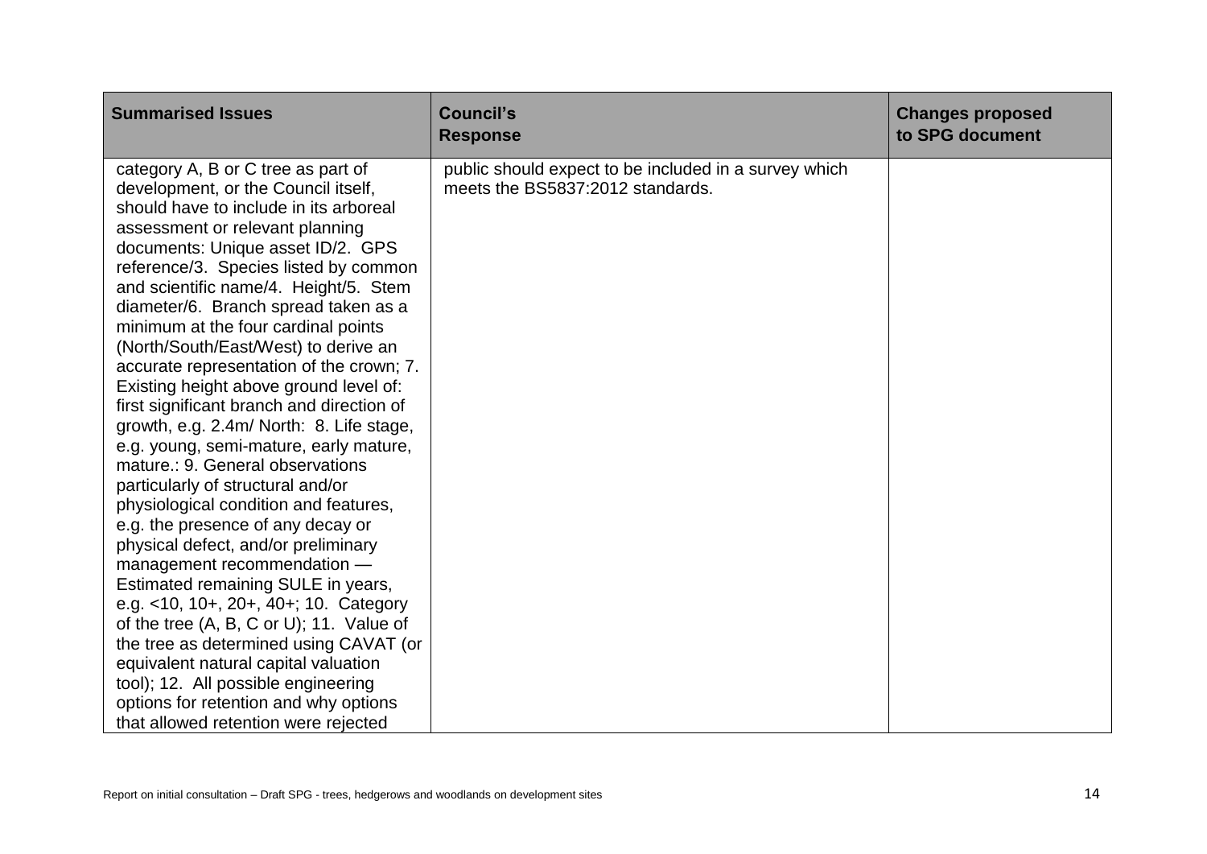| Summarised Issues | Council's Response | Changes proposed to SPG document |
| --- | --- | --- |
| category A, B or C tree as part of development, or the Council itself, should have to include in its arboreal assessment or relevant planning documents: Unique asset ID/2. GPS reference/3. Species listed by common and scientific name/4. Height/5. Stem diameter/6. Branch spread taken as a minimum at the four cardinal points (North/South/East/West) to derive an accurate representation of the crown; 7. Existing height above ground level of: first significant branch and direction of growth, e.g. 2.4m/ North: 8. Life stage, e.g. young, semi-mature, early mature, mature.: 9. General observations particularly of structural and/or physiological condition and features, e.g. the presence of any decay or physical defect, and/or preliminary management recommendation — Estimated remaining SULE in years, e.g. <10, 10+, 20+, 40+; 10. Category of the tree (A, B, C or U); 11. Value of the tree as determined using CAVAT (or equivalent natural capital valuation tool); 12. All possible engineering options for retention and why options that allowed retention were rejected | public should expect to be included in a survey which meets the BS5837:2012 standards. | |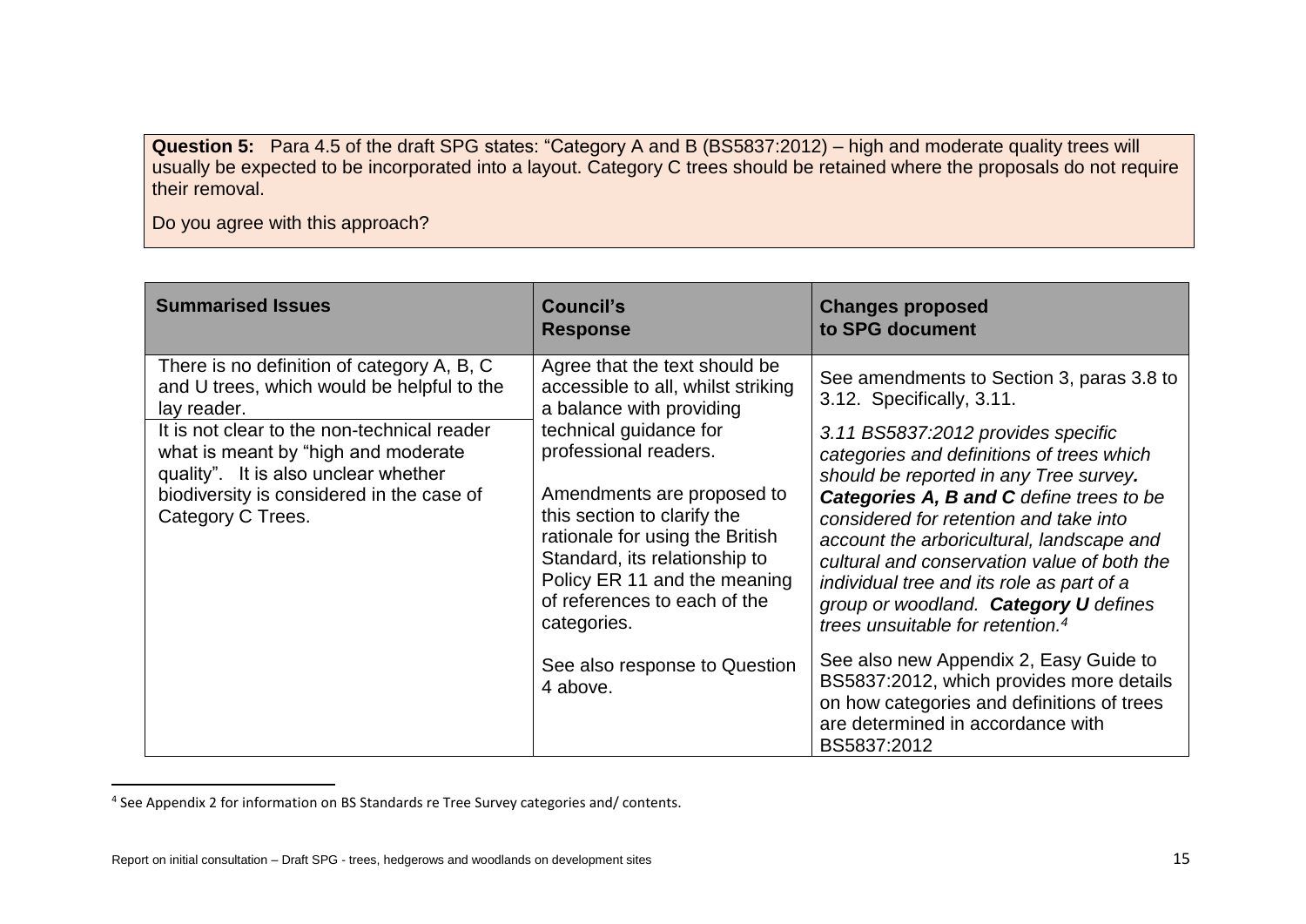**Question 5:** Para 4.5 of the draft SPG states: "Category A and B (BS5837:2012) – high and moderate quality trees will usually be expected to be incorporated into a layout. Category C trees should be retained where the proposals do not require their removal.

Do you agree with this approach?

| Summarised Issues | Council's Response | Changes proposed to SPG document |
|---|---|---|
| There is no definition of category A, B, C and U trees, which would be helpful to the lay reader.<br><br>It is not clear to the non-technical reader what is meant by "high and moderate quality". It is also unclear whether biodiversity is considered in the case of Category C Trees. | Agree that the text should be accessible to all, whilst striking a balance with providing technical guidance for professional readers.<br><br>Amendments are proposed to this section to clarify the rationale for using the British Standard, its relationship to Policy ER 11 and the meaning of references to each of the categories.<br><br>See also response to Question 4 above. | See amendments to Section 3, paras 3.8 to 3.12. Specifically, 3.11.<br><br>*3.11 BS5837:2012 provides specific categories and definitions of trees which should be reported in any Tree survey.* ***Categories A, B and C*** *define trees to be considered for retention and take into account the arboricultural, landscape and cultural and conservation value of both the individual tree and its role as part of a group or woodland.* ***Category U*** *defines trees unsuitable for retention.*[4]<br><br>See also new Appendix 2, Easy Guide to BS5837:2012, which provides more details on how categories and definitions of trees are determined in accordance with BS5837:2012 |

[4] See Appendix 2 for information on BS Standards re Tree Survey categories and/ contents.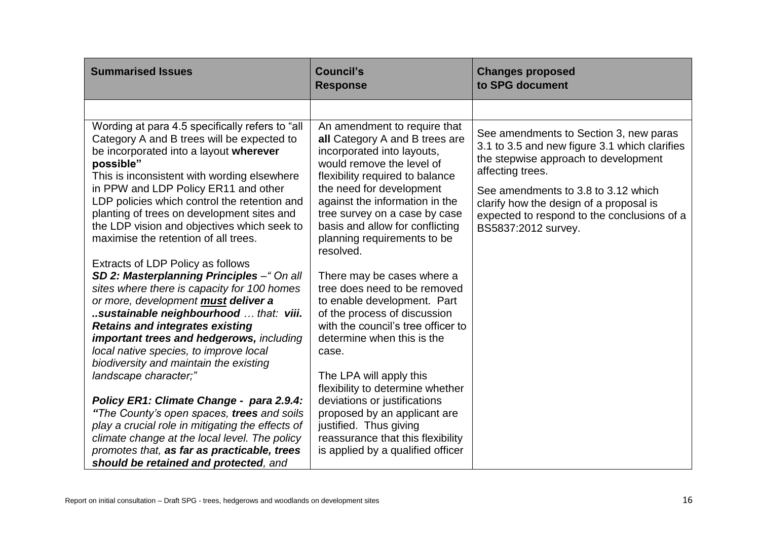| Summarised Issues | Council's Response | Changes proposed to SPG document |
|---|---|---|
| | | |
| Wording at para 4.5 specifically refers to "all Category A and B trees will be expected to be incorporated into a layout **wherever possible"**<br>This is inconsistent with wording elsewhere in PPW and LDP Policy ER11 and other LDP policies which control the retention and planting of trees on development sites and the LDP vision and objectives which seek to maximise the retention of all trees.<br><br>Extracts of LDP Policy as follows<br>***SD 2: Masterplanning Principles*** *–" On all sites where there is capacity for 100 homes or more, development **must deliver a ..sustainable neighbourhood** … that: **viii. Retains and integrates existing important trees and hedgerows,** including local native species, to improve local biodiversity and maintain the existing landscape character;"*<br><br>***Policy ER1: Climate Change - para 2.9.4: "****The County's open spaces, **trees** and soils play a crucial role in mitigating the effects of climate change at the local level. The policy promotes that, **as far as practicable, trees should be retained and protected**, and* | An amendment to require that **all** Category A and B trees are incorporated into layouts, would remove the level of flexibility required to balance the need for development against the information in the tree survey on a case by case basis and allow for conflicting planning requirements to be resolved.<br><br>There may be cases where a tree does need to be removed to enable development. Part of the process of discussion with the council's tree officer to determine when this is the case.<br><br>The LPA will apply this flexibility to determine whether deviations or justifications proposed by an applicant are justified. Thus giving reassurance that this flexibility is applied by a qualified officer | See amendments to Section 3, new paras 3.1 to 3.5 and new figure 3.1 which clarifies the stepwise approach to development affecting trees.<br><br>See amendments to 3.8 to 3.12 which clarify how the design of a proposal is expected to respond to the conclusions of a BS5837:2012 survey. |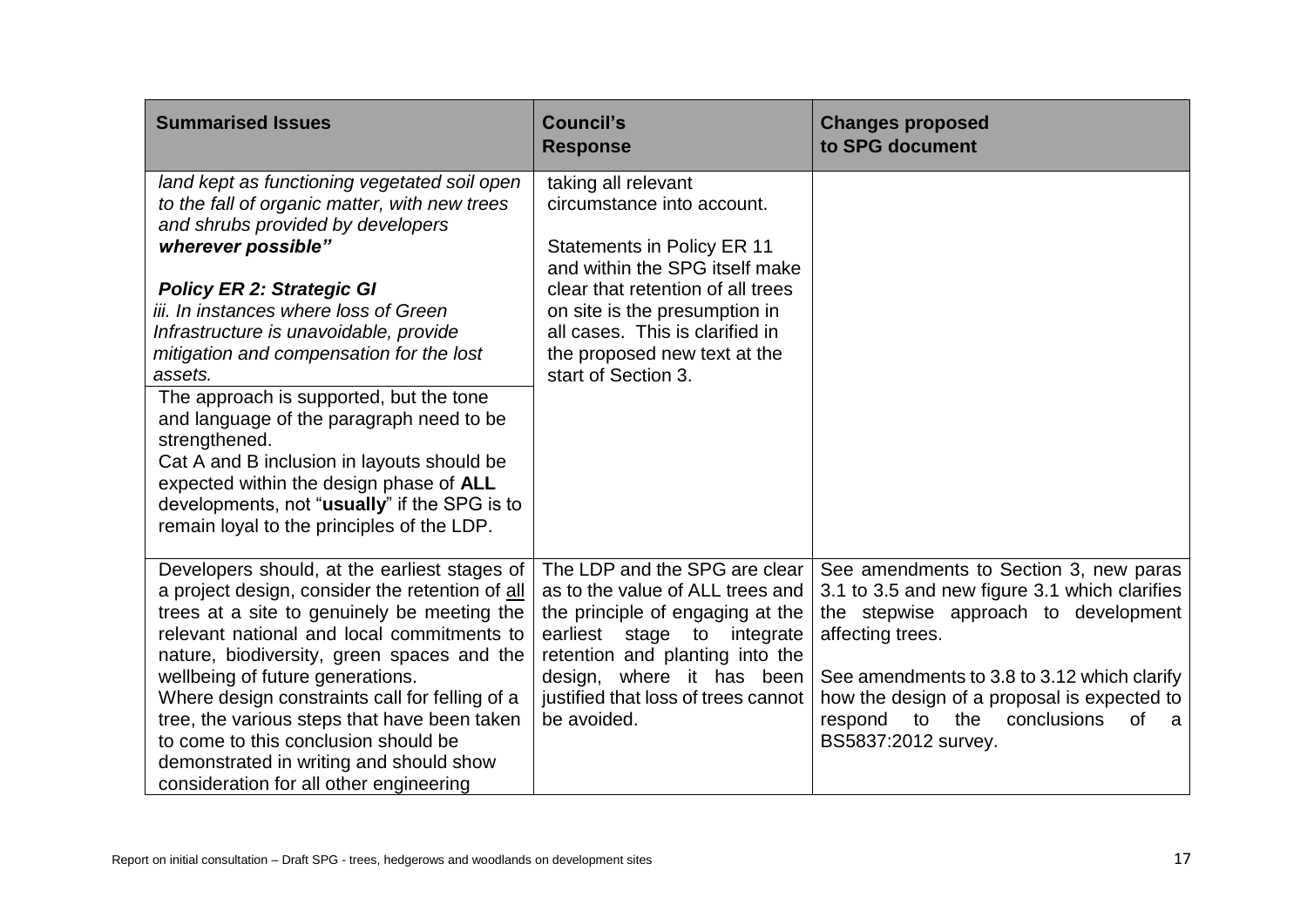| Summarised Issues | Council's Response | Changes proposed to SPG document |
|---|---|---|
| *land kept as functioning vegetated soil open to the fall of organic matter, with new trees and shrubs provided by developers* ***wherever possible"*** <br><br> ***Policy ER 2: Strategic GI*** <br> *iii. In instances where loss of Green Infrastructure is unavoidable, provide mitigation and compensation for the lost assets.* <br> The approach is supported, but the tone and language of the paragraph need to be strengthened. <br> Cat A and B inclusion in layouts should be expected within the design phase of **ALL** developments, not "**usually**" if the SPG is to remain loyal to the principles of the LDP. | taking all relevant circumstance into account. <br><br> Statements in Policy ER 11 and within the SPG itself make clear that retention of all trees on site is the presumption in all cases. This is clarified in the proposed new text at the start of Section 3. | |
| Developers should, at the earliest stages of a project design, consider the retention of all trees at a site to genuinely be meeting the relevant national and local commitments to nature, biodiversity, green spaces and the wellbeing of future generations. <br> Where design constraints call for felling of a tree, the various steps that have been taken to come to this conclusion should be demonstrated in writing and should show consideration for all other engineering | The LDP and the SPG are clear as to the value of ALL trees and the principle of engaging at the earliest stage to integrate retention and planting into the design, where it has been justified that loss of trees cannot be avoided. | See amendments to Section 3, new paras 3.1 to 3.5 and new figure 3.1 which clarifies the stepwise approach to development affecting trees. <br><br> See amendments to 3.8 to 3.12 which clarify how the design of a proposal is expected to respond to the conclusions of a BS5837:2012 survey. |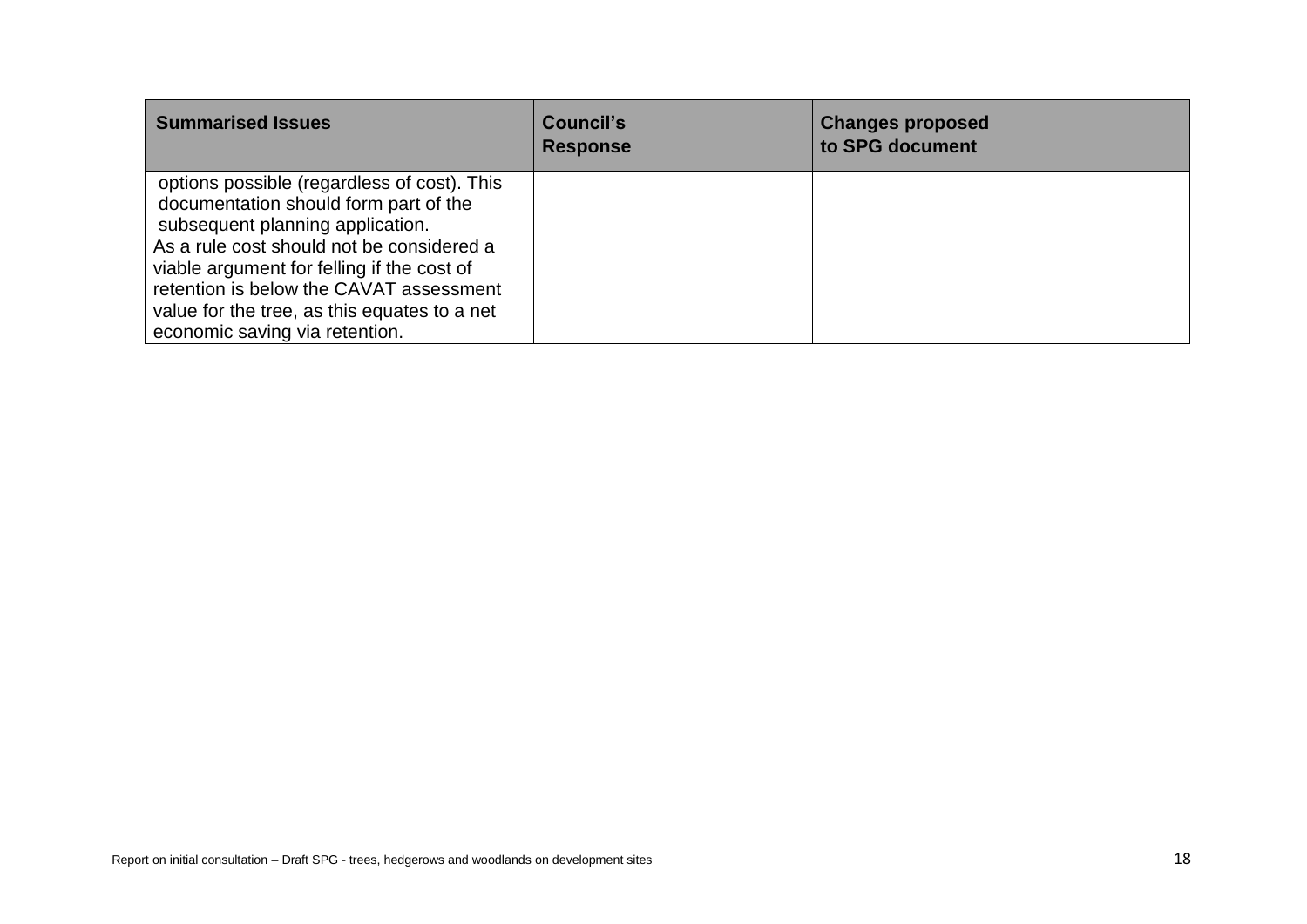| Summarised Issues | Council's Response | Changes proposed to SPG document |
|---|---|---|
| options possible (regardless of cost). This documentation should form part of the subsequent planning application.<br>As a rule cost should not be considered a viable argument for felling if the cost of retention is below the CAVAT assessment value for the tree, as this equates to a net economic saving via retention. | | |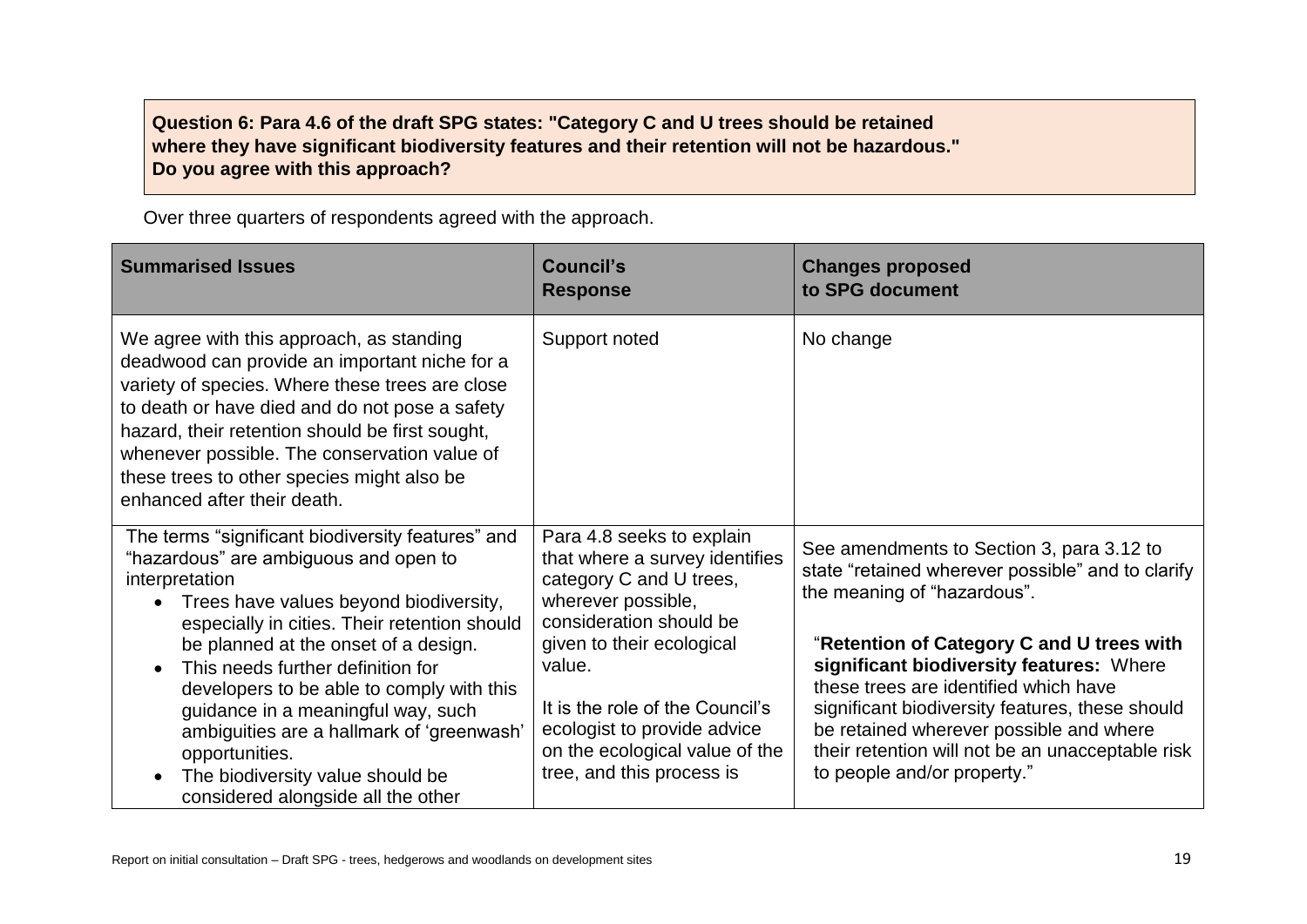**Question 6: Para 4.6 of the draft SPG states: "Category C and U trees should be retained where they have significant biodiversity features and their retention will not be hazardous." Do you agree with this approach?**

Over three quarters of respondents agreed with the approach.

| Summarised Issues | Council's Response | Changes proposed to SPG document |
|---|---|---|
| We agree with this approach, as standing deadwood can provide an important niche for a variety of species. Where these trees are close to death or have died and do not pose a safety hazard, their retention should be first sought, whenever possible. The conservation value of these trees to other species might also be enhanced after their death. | Support noted | No change |
| The terms "significant biodiversity features" and "hazardous" are ambiguous and open to interpretation<br>• Trees have values beyond biodiversity, especially in cities. Their retention should be planned at the onset of a design.<br>• This needs further definition for developers to be able to comply with this guidance in a meaningful way, such ambiguities are a hallmark of 'greenwash' opportunities.<br>• The biodiversity value should be considered alongside all the other | Para 4.8 seeks to explain that where a survey identifies category C and U trees, wherever possible, consideration should be given to their ecological value.<br><br>It is the role of the Council's ecologist to provide advice on the ecological value of the tree, and this process is | See amendments to Section 3, para 3.12 to state "retained wherever possible" and to clarify the meaning of "hazardous".<br><br>"**Retention of Category C and U trees with significant biodiversity features:** Where these trees are identified which have significant biodiversity features, these should be retained wherever possible and where their retention will not be an unacceptable risk to people and/or property." |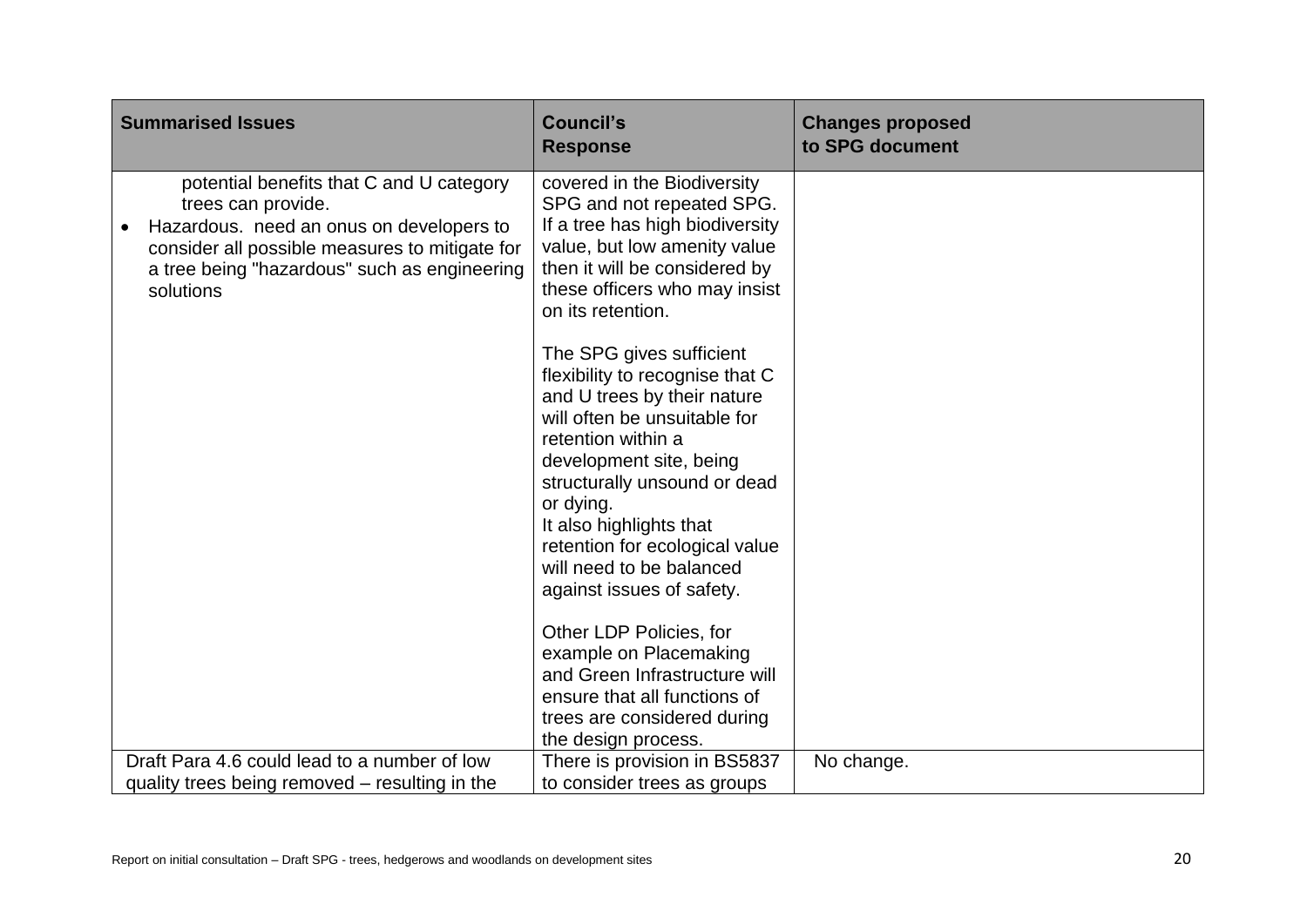| Summarised Issues | Council's Response | Changes proposed to SPG document |
|---|---|---|
| potential benefits that C and U category trees can provide.<br>• Hazardous. need an onus on developers to consider all possible measures to mitigate for a tree being "hazardous" such as engineering solutions | covered in the Biodiversity SPG and not repeated SPG. If a tree has high biodiversity value, but low amenity value then it will be considered by these officers who may insist on its retention.<br><br>The SPG gives sufficient flexibility to recognise that C and U trees by their nature will often be unsuitable for retention within a development site, being structurally unsound or dead or dying.<br>It also highlights that retention for ecological value will need to be balanced against issues of safety.<br><br>Other LDP Policies, for example on Placemaking and Green Infrastructure will ensure that all functions of trees are considered during the design process. | |
| Draft Para 4.6 could lead to a number of low quality trees being removed – resulting in the | There is provision in BS5837 to consider trees as groups | No change. |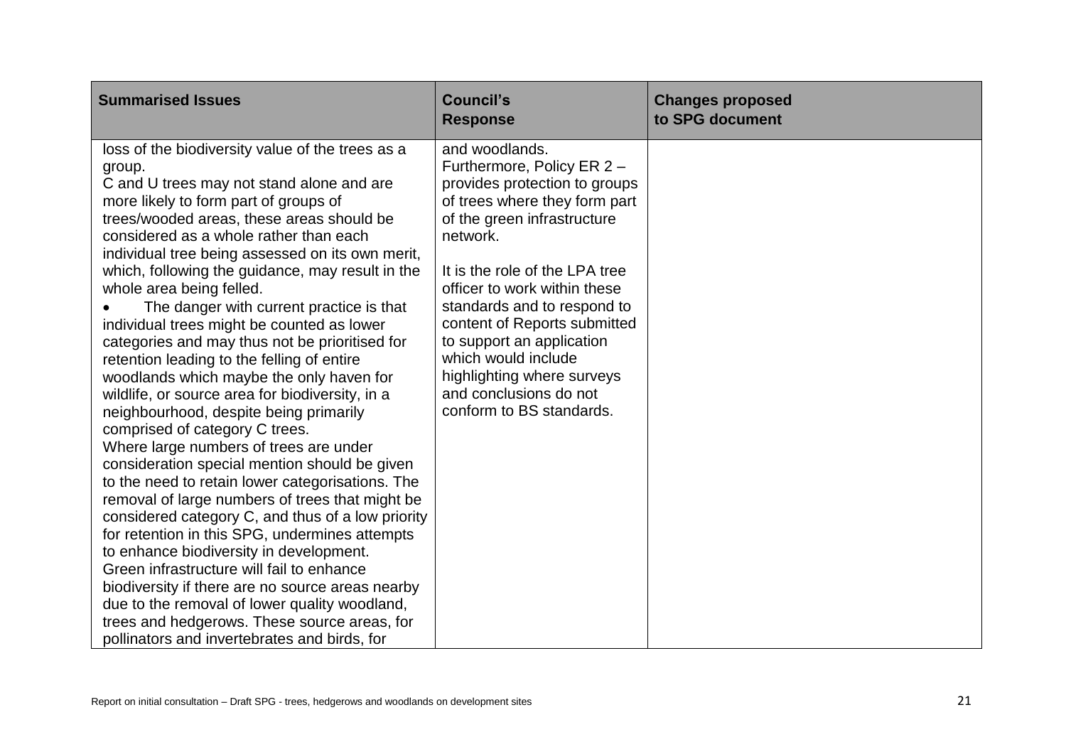| Summarised Issues | Council's Response | Changes proposed to SPG document |
|---|---|---|
| loss of the biodiversity value of the trees as a group.<br>C and U trees may not stand alone and are more likely to form part of groups of trees/wooded areas, these areas should be considered as a whole rather than each individual tree being assessed on its own merit, which, following the guidance, may result in the whole area being felled.<br>• The danger with current practice is that individual trees might be counted as lower categories and may thus not be prioritised for retention leading to the felling of entire woodlands which maybe the only haven for wildlife, or source area for biodiversity, in a neighbourhood, despite being primarily comprised of category C trees.<br>Where large numbers of trees are under consideration special mention should be given to the need to retain lower categorisations. The removal of large numbers of trees that might be considered category C, and thus of a low priority for retention in this SPG, undermines attempts to enhance biodiversity in development.<br>Green infrastructure will fail to enhance biodiversity if there are no source areas nearby due to the removal of lower quality woodland, trees and hedgerows. These source areas, for pollinators and invertebrates and birds, for | and woodlands.<br>Furthermore, Policy ER 2 – provides protection to groups of trees where they form part of the green infrastructure network.<br><br>It is the role of the LPA tree officer to work within these standards and to respond to content of Reports submitted to support an application which would include highlighting where surveys and conclusions do not conform to BS standards. | |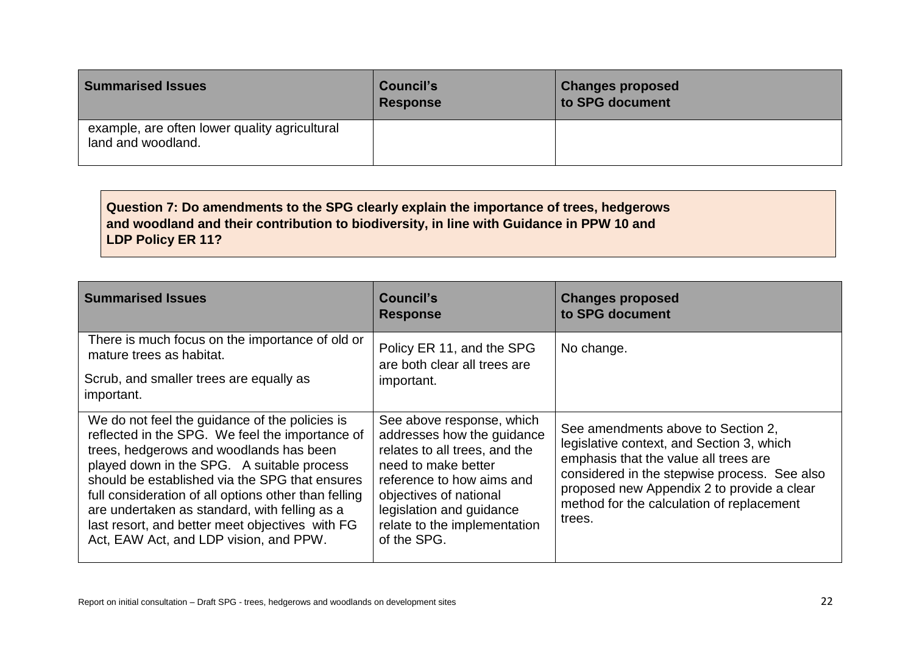| Summarised Issues | Council's Response | Changes proposed to SPG document |
|---|---|---|
| example, are often lower quality agricultural land and woodland. | | |

**Question 7: Do amendments to the SPG clearly explain the importance of trees, hedgerows and woodland and their contribution to biodiversity, in line with Guidance in PPW 10 and LDP Policy ER 11?**

| Summarised Issues | Council's Response | Changes proposed to SPG document |
|---|---|---|
| There is much focus on the importance of old or mature trees as habitat.<br><br>Scrub, and smaller trees are equally as important. | Policy ER 11, and the SPG are both clear all trees are important. | No change. |
| We do not feel the guidance of the policies is reflected in the SPG. We feel the importance of trees, hedgerows and woodlands has been played down in the SPG. A suitable process should be established via the SPG that ensures full consideration of all options other than felling are undertaken as standard, with felling as a last resort, and better meet objectives with FG Act, EAW Act, and LDP vision, and PPW. | See above response, which addresses how the guidance relates to all trees, and the need to make better reference to how aims and objectives of national legislation and guidance relate to the implementation of the SPG. | See amendments above to Section 2, legislative context, and Section 3, which emphasis that the value all trees are considered in the stepwise process. See also proposed new Appendix 2 to provide a clear method for the calculation of replacement trees. |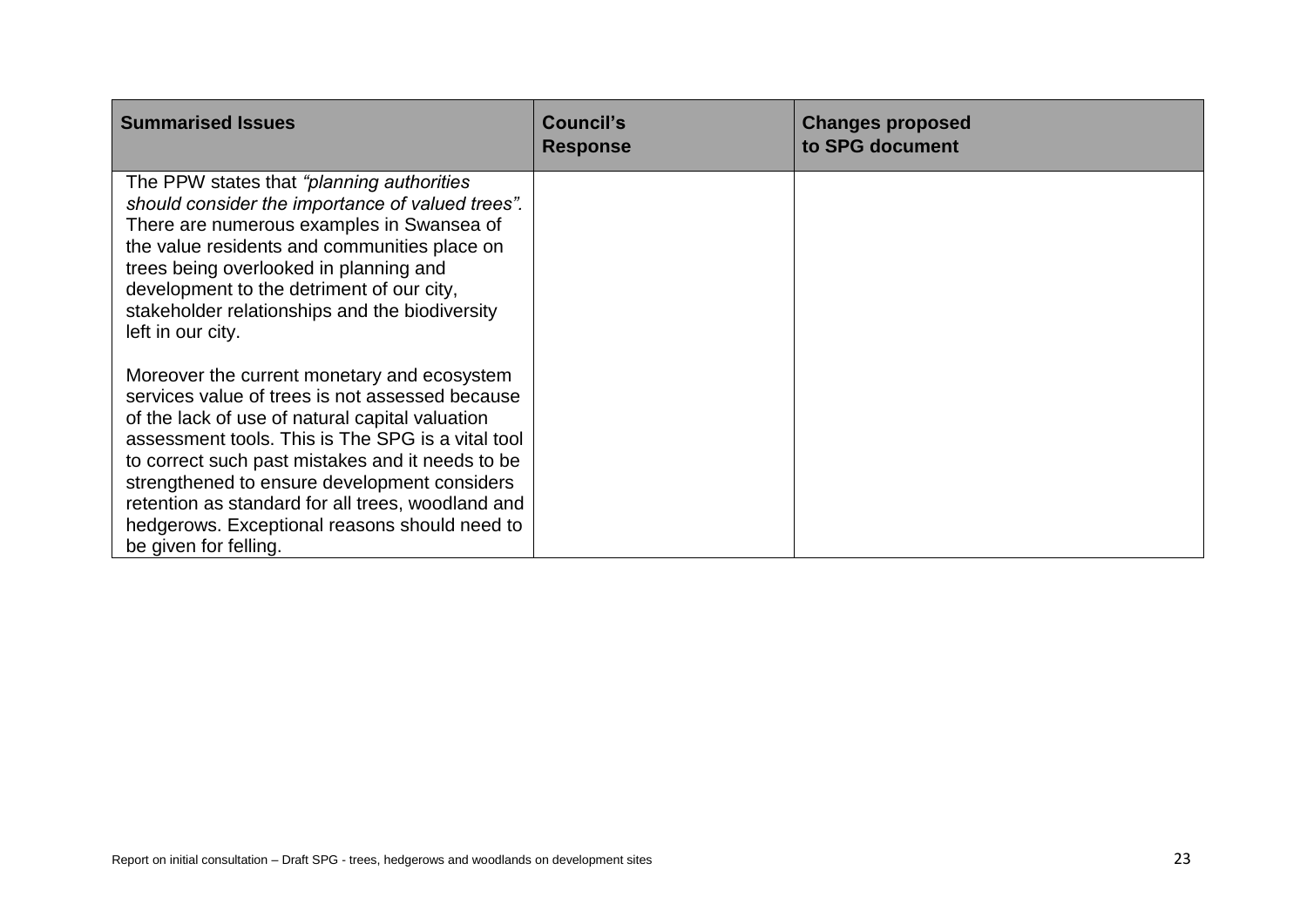| Summarised Issues | Council's Response | Changes proposed to SPG document |
|---|---|---|
| The PPW states that *"planning authorities should consider the importance of valued trees".* There are numerous examples in Swansea of the value residents and communities place on trees being overlooked in planning and development to the detriment of our city, stakeholder relationships and the biodiversity left in our city.<br><br>Moreover the current monetary and ecosystem services value of trees is not assessed because of the lack of use of natural capital valuation assessment tools. This is The SPG is a vital tool to correct such past mistakes and it needs to be strengthened to ensure development considers retention as standard for all trees, woodland and hedgerows. Exceptional reasons should need to be given for felling. | | |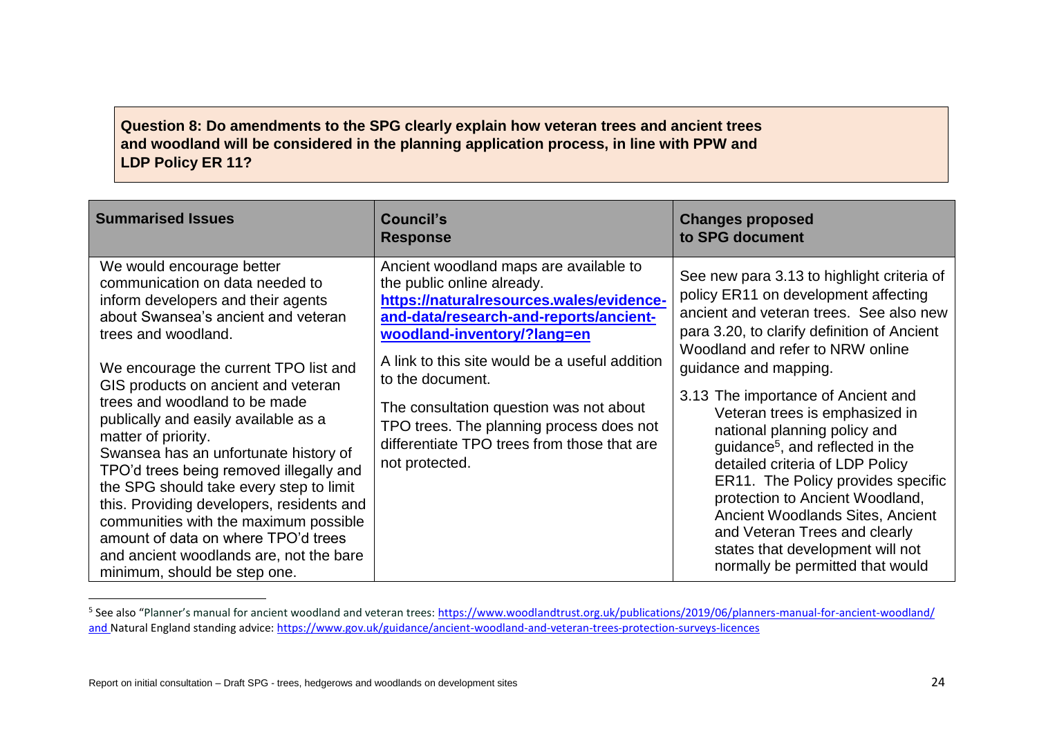**Question 8: Do amendments to the SPG clearly explain how veteran trees and ancient trees and woodland will be considered in the planning application process, in line with PPW and LDP Policy ER 11?**

| Summarised Issues | Council's Response | Changes proposed to SPG document |
|---|---|---|
| We would encourage better communication on data needed to inform developers and their agents about Swansea's ancient and veteran trees and woodland.<br><br>We encourage the current TPO list and GIS products on ancient and veteran trees and woodland to be made publically and easily available as a matter of priority.<br>Swansea has an unfortunate history of TPO'd trees being removed illegally and the SPG should take every step to limit this. Providing developers, residents and communities with the maximum possible amount of data on where TPO'd trees and ancient woodlands are, not the bare minimum, should be step one. | Ancient woodland maps are available to the public online already. **https://naturalresources.wales/evidence-and-data/research-and-reports/ancient-woodland-inventory/?lang=en**<br><br>A link to this site would be a useful addition to the document.<br><br>The consultation question was not about TPO trees. The planning process does not differentiate TPO trees from those that are not protected. | See new para 3.13 to highlight criteria of policy ER11 on development affecting ancient and veteran trees. See also new para 3.20, to clarify definition of Ancient Woodland and refer to NRW online guidance and mapping.<br><br>3.13 The importance of Ancient and Veteran trees is emphasized in national planning policy and guidance[5], and reflected in the detailed criteria of LDP Policy ER11. The Policy provides specific protection to Ancient Woodland, Ancient Woodlands Sites, Ancient and Veteran Trees and clearly states that development will not normally be permitted that would |

[5] See also "Planner's manual for ancient woodland and veteran trees: https://www.woodlandtrust.org.uk/publications/2019/06/planners-manual-for-ancient-woodland/ and Natural England standing advice: https://www.gov.uk/guidance/ancient-woodland-and-veteran-trees-protection-surveys-licences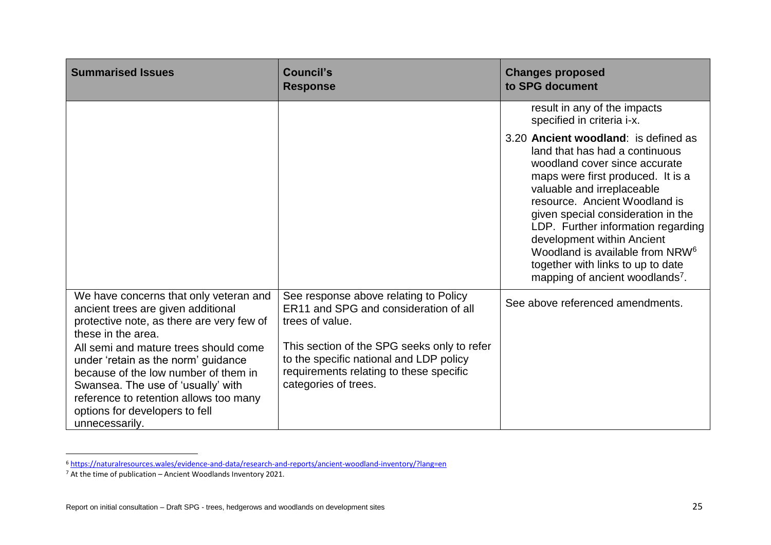| Summarised Issues | Council's Response | Changes proposed to SPG document |
| --- | --- | --- |
| | | result in any of the impacts specified in criteria i-x.<br><br>3.20 **Ancient woodland**: is defined as land that has had a continuous woodland cover since accurate maps were first produced. It is a valuable and irreplaceable resource. Ancient Woodland is given special consideration in the LDP. Further information regarding development within Ancient Woodland is available from NRW[6] together with links to up to date mapping of ancient woodlands[7]. |
| We have concerns that only veteran and ancient trees are given additional protective note, as there are very few of these in the area.<br><br>All semi and mature trees should come under 'retain as the norm' guidance because of the low number of them in Swansea. The use of 'usually' with reference to retention allows too many options for developers to fell unnecessarily. | See response above relating to Policy ER11 and SPG and consideration of all trees of value.<br><br>This section of the SPG seeks only to refer to the specific national and LDP policy requirements relating to these specific categories of trees. | See above referenced amendments. |

[6] https://naturalresources.wales/evidence-and-data/research-and-reports/ancient-woodland-inventory/?lang=en

[7] At the time of publication – Ancient Woodlands Inventory 2021.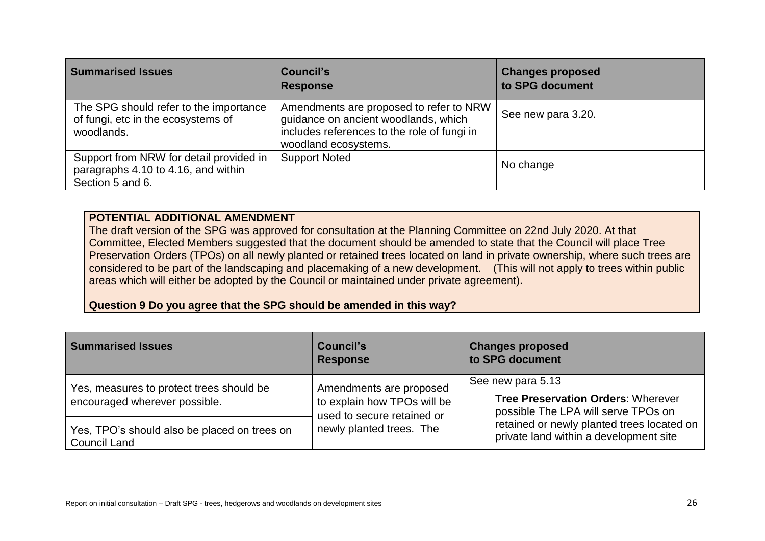| Summarised Issues | Council's Response | Changes proposed to SPG document |
|---|---|---|
| The SPG should refer to the importance of fungi, etc in the ecosystems of woodlands. | Amendments are proposed to refer to NRW guidance on ancient woodlands, which includes references to the role of fungi in woodland ecosystems. | See new para 3.20. |
| Support from NRW for detail provided in paragraphs 4.10 to 4.16, and within Section 5 and 6. | Support Noted | No change |

**POTENTIAL ADDITIONAL AMENDMENT**

The draft version of the SPG was approved for consultation at the Planning Committee on 22nd July 2020. At that Committee, Elected Members suggested that the document should be amended to state that the Council will place Tree Preservation Orders (TPOs) on all newly planted or retained trees located on land in private ownership, where such trees are considered to be part of the landscaping and placemaking of a new development. (This will not apply to trees within public areas which will either be adopted by the Council or maintained under private agreement).

**Question 9 Do you agree that the SPG should be amended in this way?**

| Summarised Issues | Council's Response | Changes proposed to SPG document |
|---|---|---|
| Yes, measures to protect trees should be encouraged wherever possible. | Amendments are proposed to explain how TPOs will be used to secure retained or newly planted trees. The | See new para 5.13<br>**Tree Preservation Orders**: Wherever possible The LPA will serve TPOs on retained or newly planted trees located on private land within a development site |
| Yes, TPO's should also be placed on trees on Council Land | | |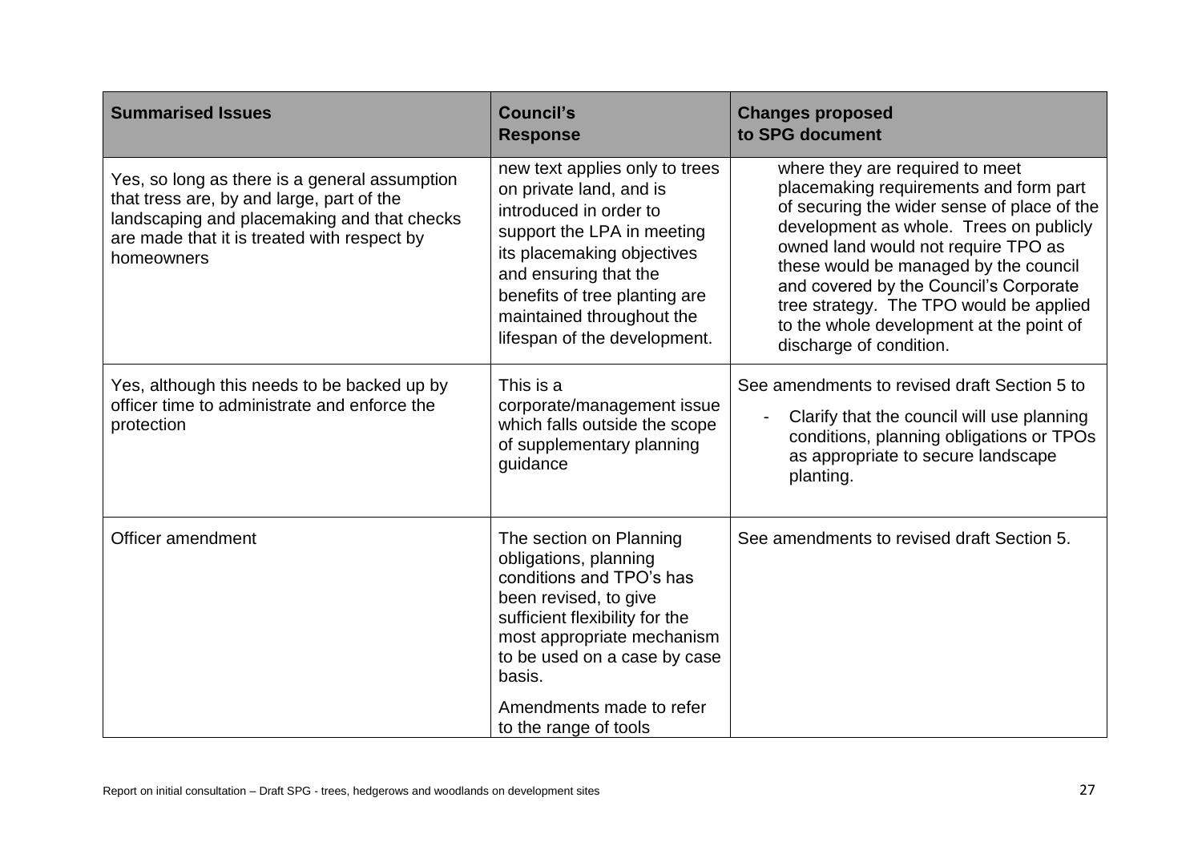| Summarised Issues | Council's Response | Changes proposed to SPG document |
|---|---|---|
| Yes, so long as there is a general assumption that tress are, by and large, part of the landscaping and placemaking and that checks are made that it is treated with respect by homeowners | new text applies only to trees on private land, and is introduced in order to support the LPA in meeting its placemaking objectives and ensuring that the benefits of tree planting are maintained throughout the lifespan of the development. | where they are required to meet placemaking requirements and form part of securing the wider sense of place of the development as whole. Trees on publicly owned land would not require TPO as these would be managed by the council and covered by the Council's Corporate tree strategy. The TPO would be applied to the whole development at the point of discharge of condition. |
| Yes, although this needs to be backed up by officer time to administrate and enforce the protection | This is a corporate/management issue which falls outside the scope of supplementary planning guidance | See amendments to revised draft Section 5 to<br>- Clarify that the council will use planning conditions, planning obligations or TPOs as appropriate to secure landscape planting. |
| Officer amendment | The section on Planning obligations, planning conditions and TPO's has been revised, to give sufficient flexibility for the most appropriate mechanism to be used on a case by case basis.<br><br>Amendments made to refer to the range of tools | See amendments to revised draft Section 5. |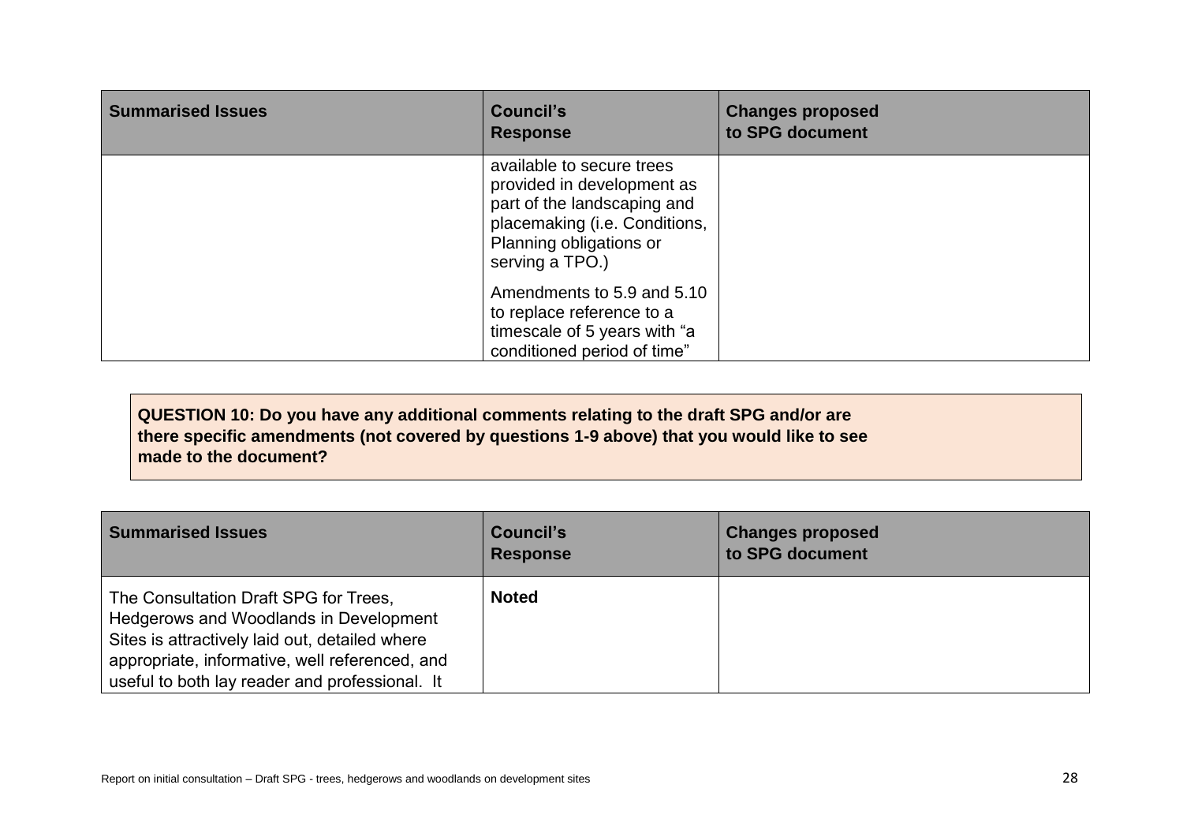| Summarised Issues | Council's Response | Changes proposed to SPG document |
|---|---|---|
| | available to secure trees provided in development as part of the landscaping and placemaking (i.e. Conditions, Planning obligations or serving a TPO.)<br><br>Amendments to 5.9 and 5.10 to replace reference to a timescale of 5 years with "a conditioned period of time" | |

**QUESTION 10: Do you have any additional comments relating to the draft SPG and/or are there specific amendments (not covered by questions 1-9 above) that you would like to see made to the document?**

| Summarised Issues | Council's Response | Changes proposed to SPG document |
|---|---|---|
| The Consultation Draft SPG for Trees, Hedgerows and Woodlands in Development Sites is attractively laid out, detailed where appropriate, informative, well referenced, and useful to both lay reader and professional. It | **Noted** | |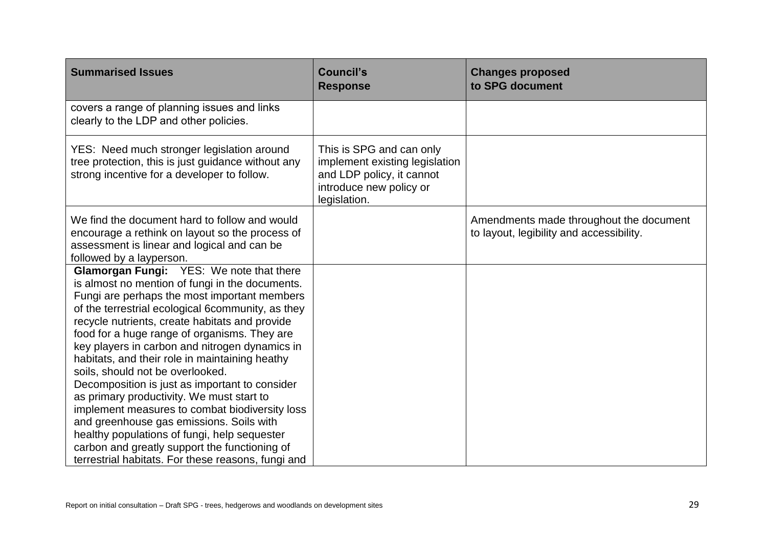| Summarised Issues | Council's Response | Changes proposed to SPG document |
|---|---|---|
| covers a range of planning issues and links clearly to the LDP and other policies. | | |
| YES: Need much stronger legislation around tree protection, this is just guidance without any strong incentive for a developer to follow. | This is SPG and can only implement existing legislation and LDP policy, it cannot introduce new policy or legislation. | |
| We find the document hard to follow and would encourage a rethink on layout so the process of assessment is linear and logical and can be followed by a layperson. | | Amendments made throughout the document to layout, legibility and accessibility. |
| **Glamorgan Fungi:** YES: We note that there is almost no mention of fungi in the documents. Fungi are perhaps the most important members of the terrestrial ecological 6community, as they recycle nutrients, create habitats and provide food for a huge range of organisms. They are key players in carbon and nitrogen dynamics in habitats, and their role in maintaining heathy soils, should not be overlooked. Decomposition is just as important to consider as primary productivity. We must start to implement measures to combat biodiversity loss and greenhouse gas emissions. Soils with healthy populations of fungi, help sequester carbon and greatly support the functioning of terrestrial habitats. For these reasons, fungi and | | |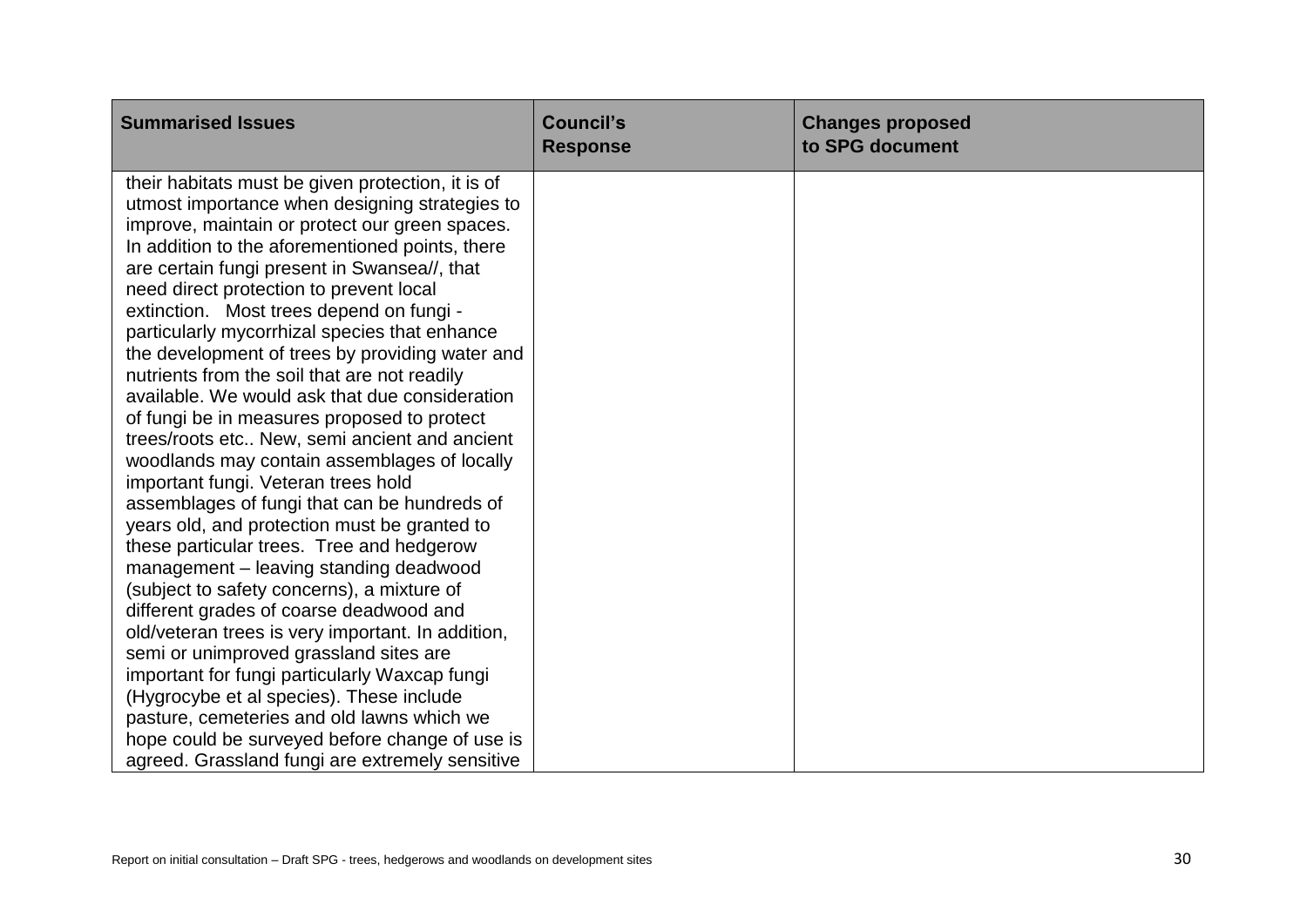| Summarised Issues | Council's Response | Changes proposed to SPG document |
|---|---|---|
| their habitats must be given protection, it is of utmost importance when designing strategies to improve, maintain or protect our green spaces. In addition to the aforementioned points, there are certain fungi present in Swansea//, that need direct protection to prevent local extinction. Most trees depend on fungi - particularly mycorrhizal species that enhance the development of trees by providing water and nutrients from the soil that are not readily available. We would ask that due consideration of fungi be in measures proposed to protect trees/roots etc.. New, semi ancient and ancient woodlands may contain assemblages of locally important fungi. Veteran trees hold assemblages of fungi that can be hundreds of years old, and protection must be granted to these particular trees. Tree and hedgerow management – leaving standing deadwood (subject to safety concerns), a mixture of different grades of coarse deadwood and old/veteran trees is very important. In addition, semi or unimproved grassland sites are important for fungi particularly Waxcap fungi (Hygrocybe et al species). These include pasture, cemeteries and old lawns which we hope could be surveyed before change of use is agreed. Grassland fungi are extremely sensitive | | |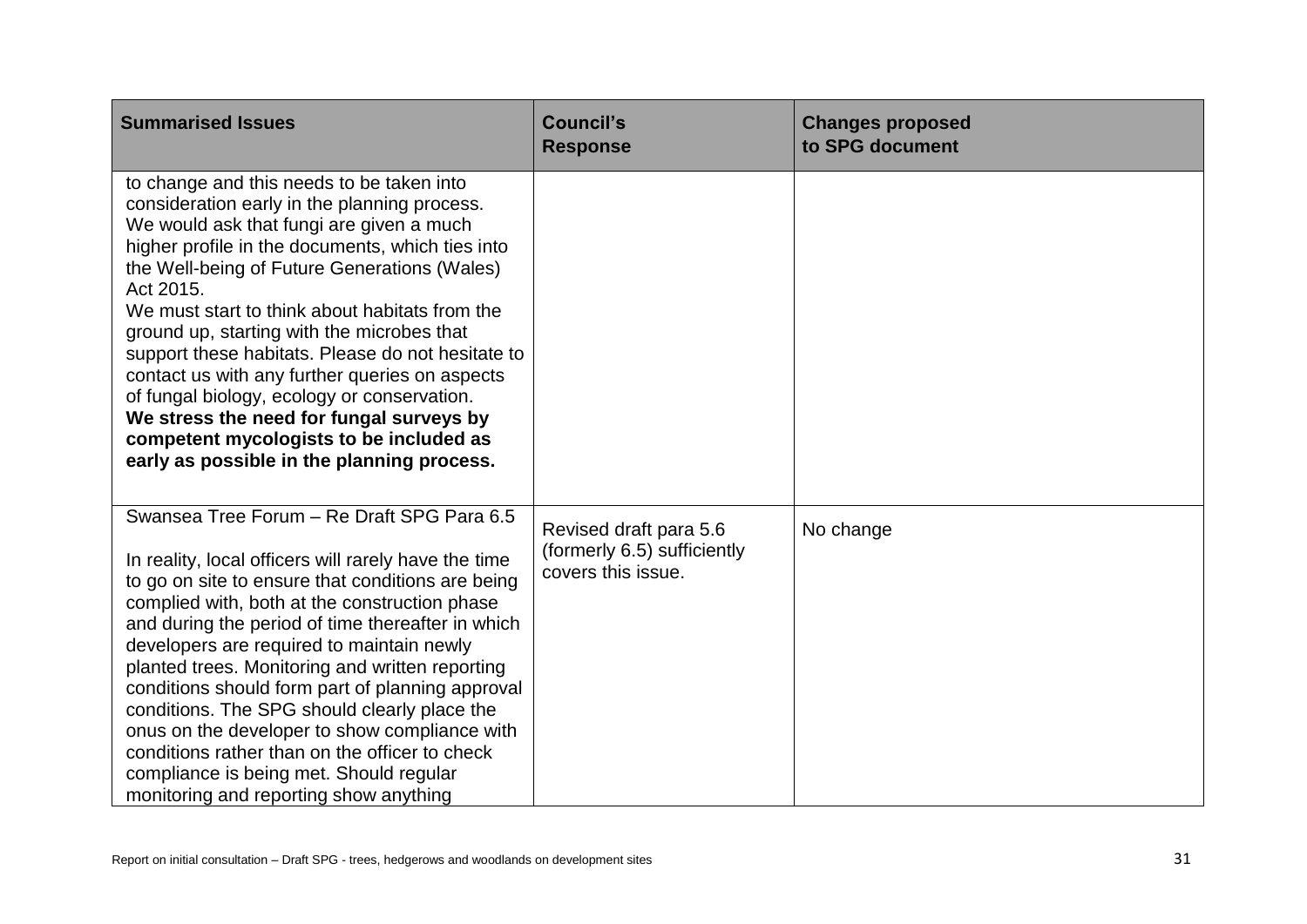| Summarised Issues | Council's Response | Changes proposed to SPG document |
| --- | --- | --- |
| to change and this needs to be taken into consideration early in the planning process. We would ask that fungi are given a much higher profile in the documents, which ties into the Well-being of Future Generations (Wales) Act 2015. We must start to think about habitats from the ground up, starting with the microbes that support these habitats. Please do not hesitate to contact us with any further queries on aspects of fungal biology, ecology or conservation. **We stress the need for fungal surveys by competent mycologists to be included as early as possible in the planning process.** | | |
| Swansea Tree Forum – Re Draft SPG Para 6.5<br><br>In reality, local officers will rarely have the time to go on site to ensure that conditions are being complied with, both at the construction phase and during the period of time thereafter in which developers are required to maintain newly planted trees. Monitoring and written reporting conditions should form part of planning approval conditions. The SPG should clearly place the onus on the developer to show compliance with conditions rather than on the officer to check compliance is being met. Should regular monitoring and reporting show anything | Revised draft para 5.6 (formerly 6.5) sufficiently covers this issue. | No change |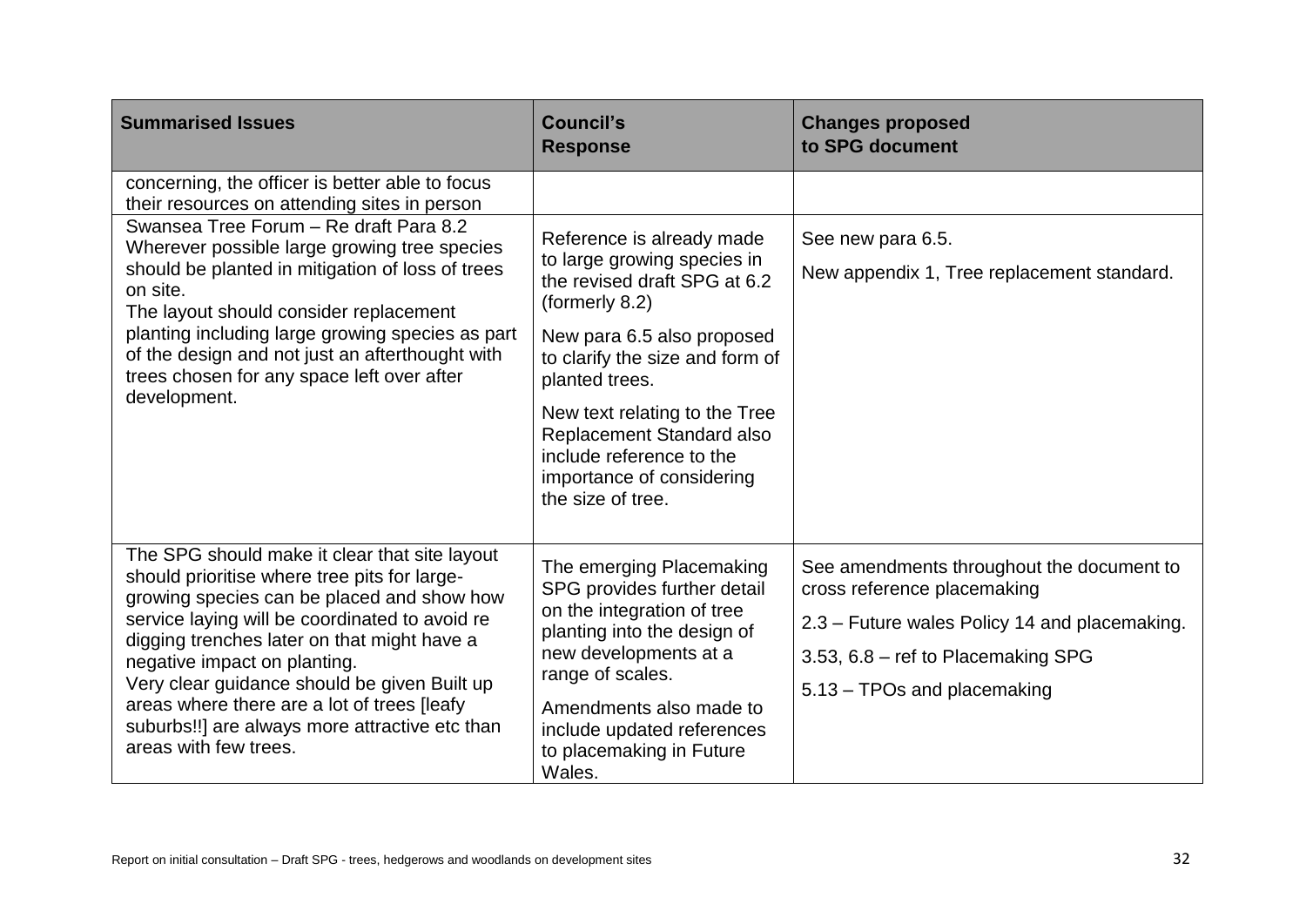| Summarised Issues | Council's Response | Changes proposed to SPG document |
|---|---|---|
| concerning, the officer is better able to focus their resources on attending sites in person | | |
| Swansea Tree Forum – Re draft Para 8.2 Wherever possible large growing tree species should be planted in mitigation of loss of trees on site. The layout should consider replacement planting including large growing species as part of the design and not just an afterthought with trees chosen for any space left over after development. | Reference is already made to large growing species in the revised draft SPG at 6.2 (formerly 8.2) New para 6.5 also proposed to clarify the size and form of planted trees. New text relating to the Tree Replacement Standard also include reference to the importance of considering the size of tree. | See new para 6.5. New appendix 1, Tree replacement standard. |
| The SPG should make it clear that site layout should prioritise where tree pits for large-growing species can be placed and show how service laying will be coordinated to avoid re digging trenches later on that might have a negative impact on planting. Very clear guidance should be given Built up areas where there are a lot of trees [leafy suburbs!!] are always more attractive etc than areas with few trees. | The emerging Placemaking SPG provides further detail on the integration of tree planting into the design of new developments at a range of scales. Amendments also made to include updated references to placemaking in Future Wales. | See amendments throughout the document to cross reference placemaking 2.3 – Future wales Policy 14 and placemaking. 3.53, 6.8 – ref to Placemaking SPG 5.13 – TPOs and placemaking |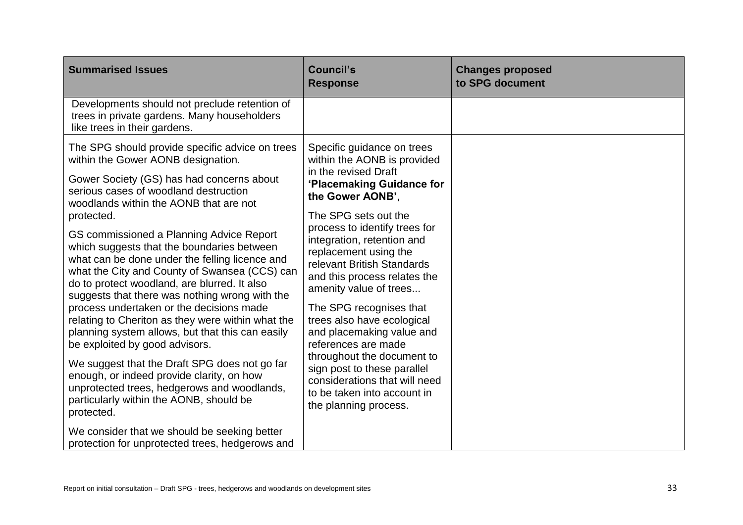| Summarised Issues | Council's Response | Changes proposed to SPG document |
|---|---|---|
| Developments should not preclude retention of trees in private gardens. Many householders like trees in their gardens. | | |
| The SPG should provide specific advice on trees within the Gower AONB designation.<br><br>Gower Society (GS) has had concerns about serious cases of woodland destruction woodlands within the AONB that are not protected.<br><br>GS commissioned a Planning Advice Report which suggests that the boundaries between what can be done under the felling licence and what the City and County of Swansea (CCS) can do to protect woodland, are blurred. It also suggests that there was nothing wrong with the process undertaken or the decisions made relating to Cheriton as they were within what the planning system allows, but that this can easily be exploited by good advisors.<br><br>We suggest that the Draft SPG does not go far enough, or indeed provide clarity, on how unprotected trees, hedgerows and woodlands, particularly within the AONB, should be protected.<br><br>We consider that we should be seeking better protection for unprotected trees, hedgerows and | Specific guidance on trees within the AONB is provided in the revised Draft **'Placemaking Guidance for the Gower AONB'**,<br><br>The SPG sets out the process to identify trees for integration, retention and replacement using the relevant British Standards and this process relates the amenity value of trees...<br><br>The SPG recognises that trees also have ecological and placemaking value and references are made throughout the document to sign post to these parallel considerations that will need to be taken into account in the planning process. | |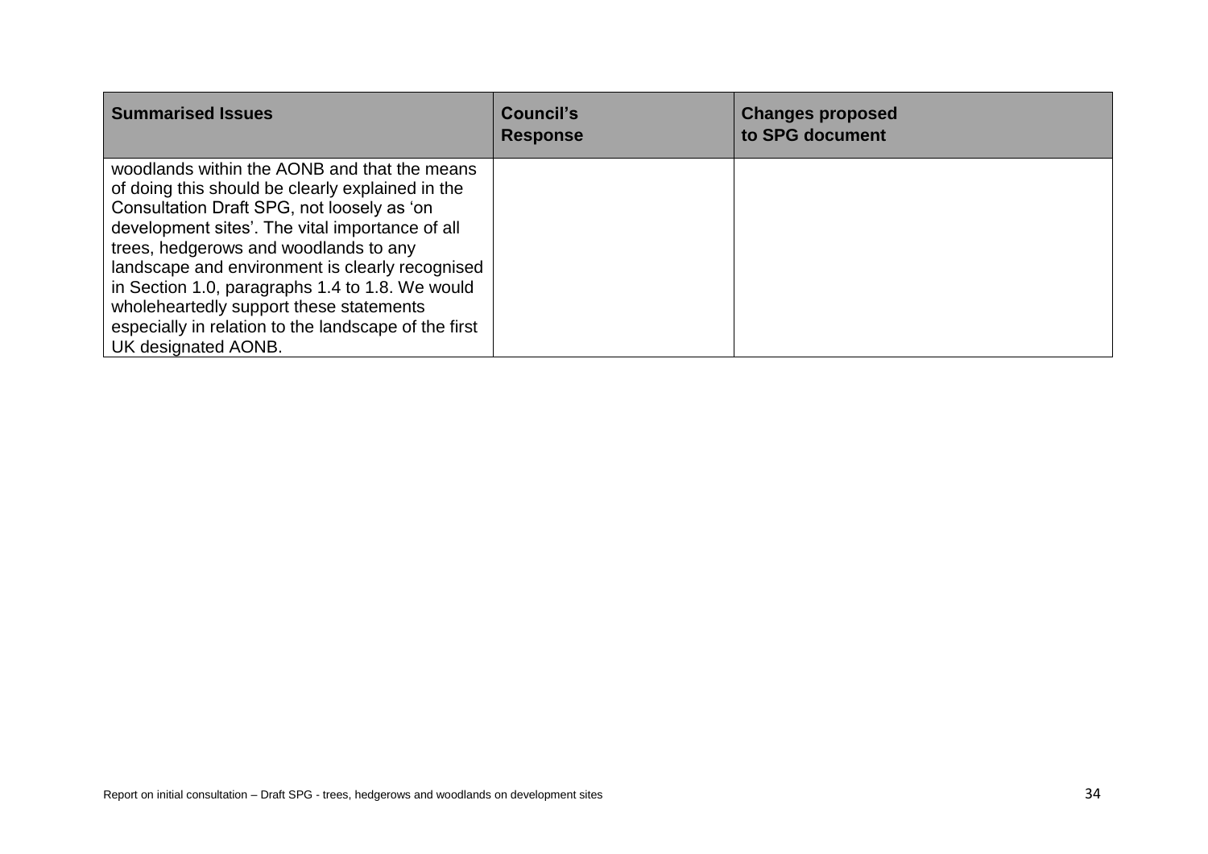| Summarised Issues | Council's Response | Changes proposed to SPG document |
|---|---|---|
| woodlands within the AONB and that the means of doing this should be clearly explained in the Consultation Draft SPG, not loosely as 'on development sites'. The vital importance of all trees, hedgerows and woodlands to any landscape and environment is clearly recognised in Section 1.0, paragraphs 1.4 to 1.8. We would wholeheartedly support these statements especially in relation to the landscape of the first UK designated AONB. | | |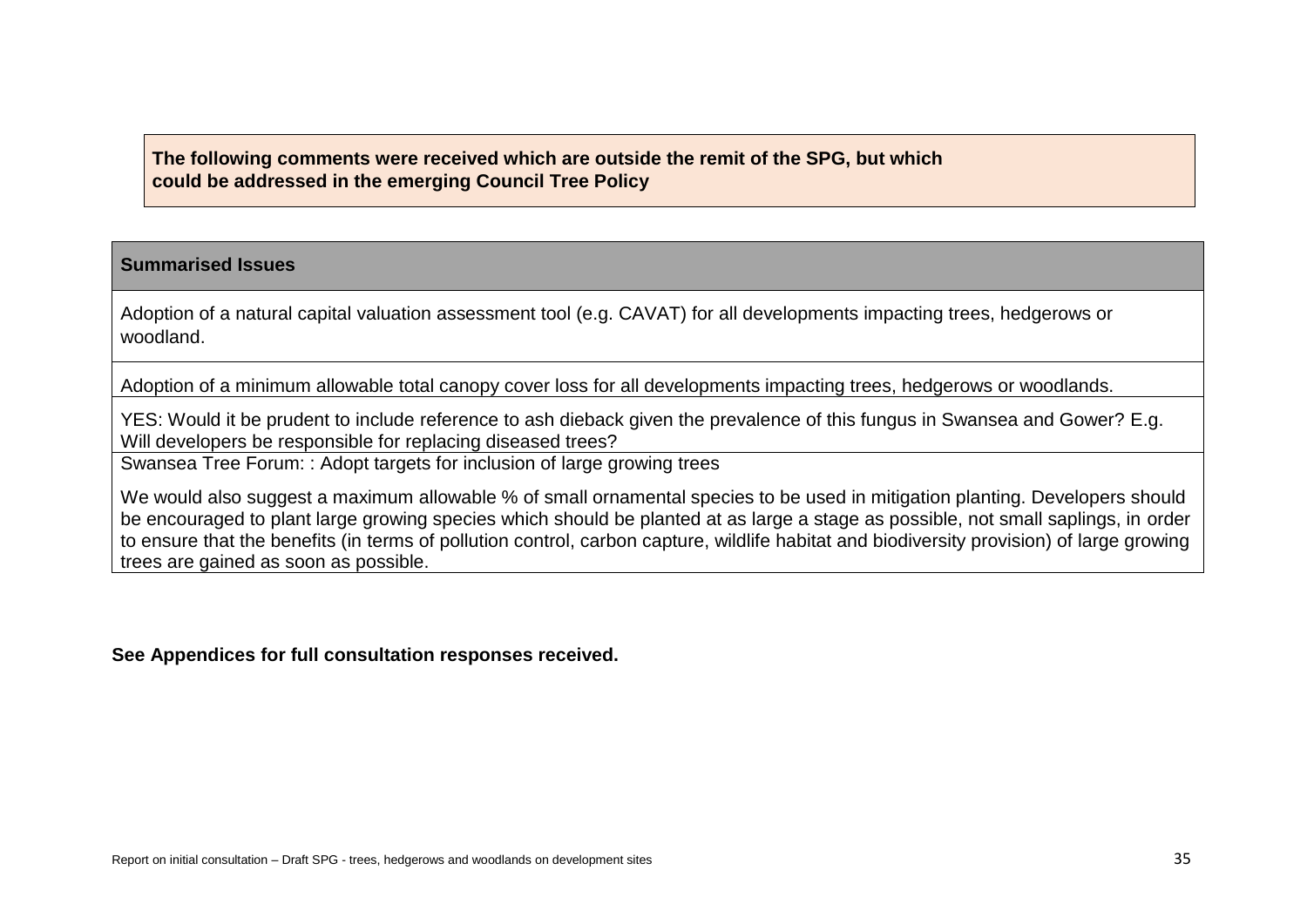**The following comments were received which are outside the remit of the SPG, but which could be addressed in the emerging Council Tree Policy**

| Summarised Issues |
|---|
| Adoption of a natural capital valuation assessment tool (e.g. CAVAT) for all developments impacting trees, hedgerows or woodland. |
| Adoption of a minimum allowable total canopy cover loss for all developments impacting trees, hedgerows or woodlands. |
| YES: Would it be prudent to include reference to ash dieback given the prevalence of this fungus in Swansea and Gower? E.g. Will developers be responsible for replacing diseased trees? |
| Swansea Tree Forum: : Adopt targets for inclusion of large growing trees<br><br>We would also suggest a maximum allowable % of small ornamental species to be used in mitigation planting. Developers should be encouraged to plant large growing species which should be planted at as large a stage as possible, not small saplings, in order to ensure that the benefits (in terms of pollution control, carbon capture, wildlife habitat and biodiversity provision) of large growing trees are gained as soon as possible. |

**See Appendices for full consultation responses received.**